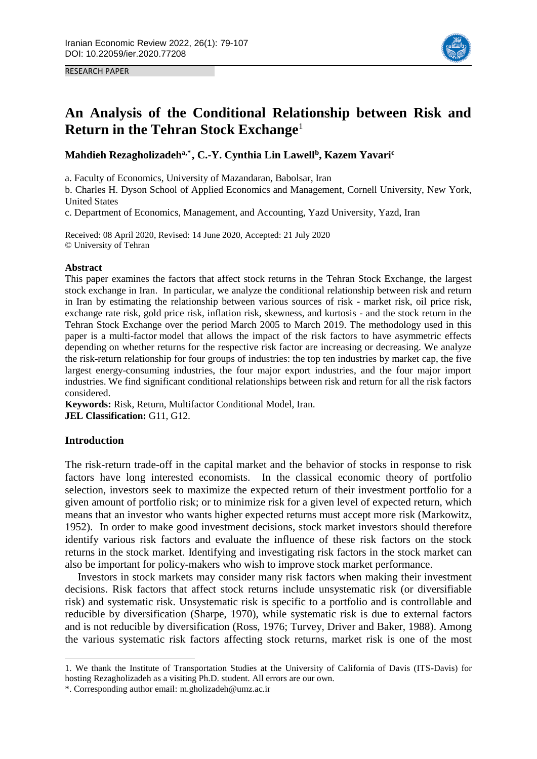RESEARCH PAPER

# An Analysis of the Conditional Relationship between Risk and Return in the Tehran Stock Exchange[1]

**Mahdieh Rezagholizadeh[a,*], C.-Y. Cynthia Lin Lawell[b], Kazem Yavari[c]**

a. Faculty of Economics, University of Mazandaran, Babolsar, Iran

b. Charles H. Dyson School of Applied Economics and Management, Cornell University, New York, United States

c. Department of Economics, Management, and Accounting, Yazd University, Yazd, Iran

Received: 08 April 2020, Revised: 14 June 2020, Accepted: 21 July 2020
© University of Tehran

#### Abstract

This paper examines the factors that affect stock returns in the Tehran Stock Exchange, the largest stock exchange in Iran. In particular, we analyze the conditional relationship between risk and return in Iran by estimating the relationship between various sources of risk - market risk, oil price risk, exchange rate risk, gold price risk, inflation risk, skewness, and kurtosis - and the stock return in the Tehran Stock Exchange over the period March 2005 to March 2019. The methodology used in this paper is a multi-factor model that allows the impact of the risk factors to have asymmetric effects depending on whether returns for the respective risk factor are increasing or decreasing. We analyze the risk-return relationship for four groups of industries: the top ten industries by market cap, the five largest energy-consuming industries, the four major export industries, and the four major import industries. We find significant conditional relationships between risk and return for all the risk factors considered.

**Keywords:** Risk, Return, Multifactor Conditional Model, Iran.
**JEL Classification:** G11, G12.

#### Introduction

The risk-return trade-off in the capital market and the behavior of stocks in response to risk factors have long interested economists. In the classical economic theory of portfolio selection, investors seek to maximize the expected return of their investment portfolio for a given amount of portfolio risk; or to minimize risk for a given level of expected return, which means that an investor who wants higher expected returns must accept more risk (Markowitz, 1952). In order to make good investment decisions, stock market investors should therefore identify various risk factors and evaluate the influence of these risk factors on the stock returns in the stock market. Identifying and investigating risk factors in the stock market can also be important for policy-makers who wish to improve stock market performance.

Investors in stock markets may consider many risk factors when making their investment decisions. Risk factors that affect stock returns include unsystematic risk (or diversifiable risk) and systematic risk. Unsystematic risk is specific to a portfolio and is controllable and reducible by diversification (Sharpe, 1970), while systematic risk is due to external factors and is not reducible by diversification (Ross, 1976; Turvey, Driver and Baker, 1988). Among the various systematic risk factors affecting stock returns, market risk is one of the most

---

1. We thank the Institute of Transportation Studies at the University of California of Davis (ITS-Davis) for hosting Rezagholizadeh as a visiting Ph.D. student. All errors are our own.

\*. Corresponding author email: m.gholizadeh@umz.ac.ir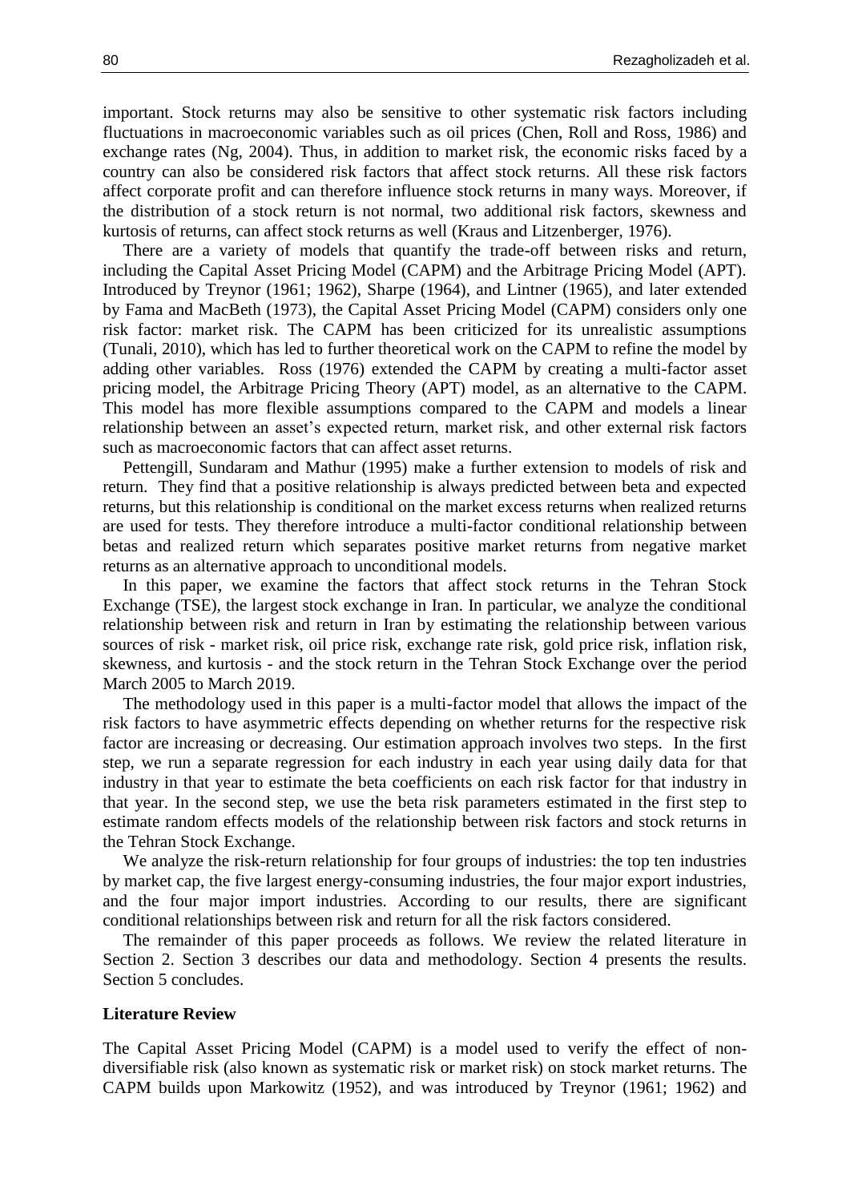important. Stock returns may also be sensitive to other systematic risk factors including fluctuations in macroeconomic variables such as oil prices (Chen, Roll and Ross, 1986) and exchange rates (Ng, 2004). Thus, in addition to market risk, the economic risks faced by a country can also be considered risk factors that affect stock returns. All these risk factors affect corporate profit and can therefore influence stock returns in many ways. Moreover, if the distribution of a stock return is not normal, two additional risk factors, skewness and kurtosis of returns, can affect stock returns as well (Kraus and Litzenberger, 1976).

There are a variety of models that quantify the trade-off between risks and return, including the Capital Asset Pricing Model (CAPM) and the Arbitrage Pricing Model (APT). Introduced by Treynor (1961; 1962), Sharpe (1964), and Lintner (1965), and later extended by Fama and MacBeth (1973), the Capital Asset Pricing Model (CAPM) considers only one risk factor: market risk. The CAPM has been criticized for its unrealistic assumptions (Tunali, 2010), which has led to further theoretical work on the CAPM to refine the model by adding other variables. Ross (1976) extended the CAPM by creating a multi-factor asset pricing model, the Arbitrage Pricing Theory (APT) model, as an alternative to the CAPM. This model has more flexible assumptions compared to the CAPM and models a linear relationship between an asset's expected return, market risk, and other external risk factors such as macroeconomic factors that can affect asset returns.

Pettengill, Sundaram and Mathur (1995) make a further extension to models of risk and return. They find that a positive relationship is always predicted between beta and expected returns, but this relationship is conditional on the market excess returns when realized returns are used for tests. They therefore introduce a multi-factor conditional relationship between betas and realized return which separates positive market returns from negative market returns as an alternative approach to unconditional models.

In this paper, we examine the factors that affect stock returns in the Tehran Stock Exchange (TSE), the largest stock exchange in Iran. In particular, we analyze the conditional relationship between risk and return in Iran by estimating the relationship between various sources of risk - market risk, oil price risk, exchange rate risk, gold price risk, inflation risk, skewness, and kurtosis - and the stock return in the Tehran Stock Exchange over the period March 2005 to March 2019.

The methodology used in this paper is a multi-factor model that allows the impact of the risk factors to have asymmetric effects depending on whether returns for the respective risk factor are increasing or decreasing. Our estimation approach involves two steps. In the first step, we run a separate regression for each industry in each year using daily data for that industry in that year to estimate the beta coefficients on each risk factor for that industry in that year. In the second step, we use the beta risk parameters estimated in the first step to estimate random effects models of the relationship between risk factors and stock returns in the Tehran Stock Exchange.

We analyze the risk-return relationship for four groups of industries: the top ten industries by market cap, the five largest energy-consuming industries, the four major export industries, and the four major import industries. According to our results, there are significant conditional relationships between risk and return for all the risk factors considered.

The remainder of this paper proceeds as follows. We review the related literature in Section 2. Section 3 describes our data and methodology. Section 4 presents the results. Section 5 concludes.

## Literature Review

The Capital Asset Pricing Model (CAPM) is a model used to verify the effect of non-diversifiable risk (also known as systematic risk or market risk) on stock market returns. The CAPM builds upon Markowitz (1952), and was introduced by Treynor (1961; 1962) and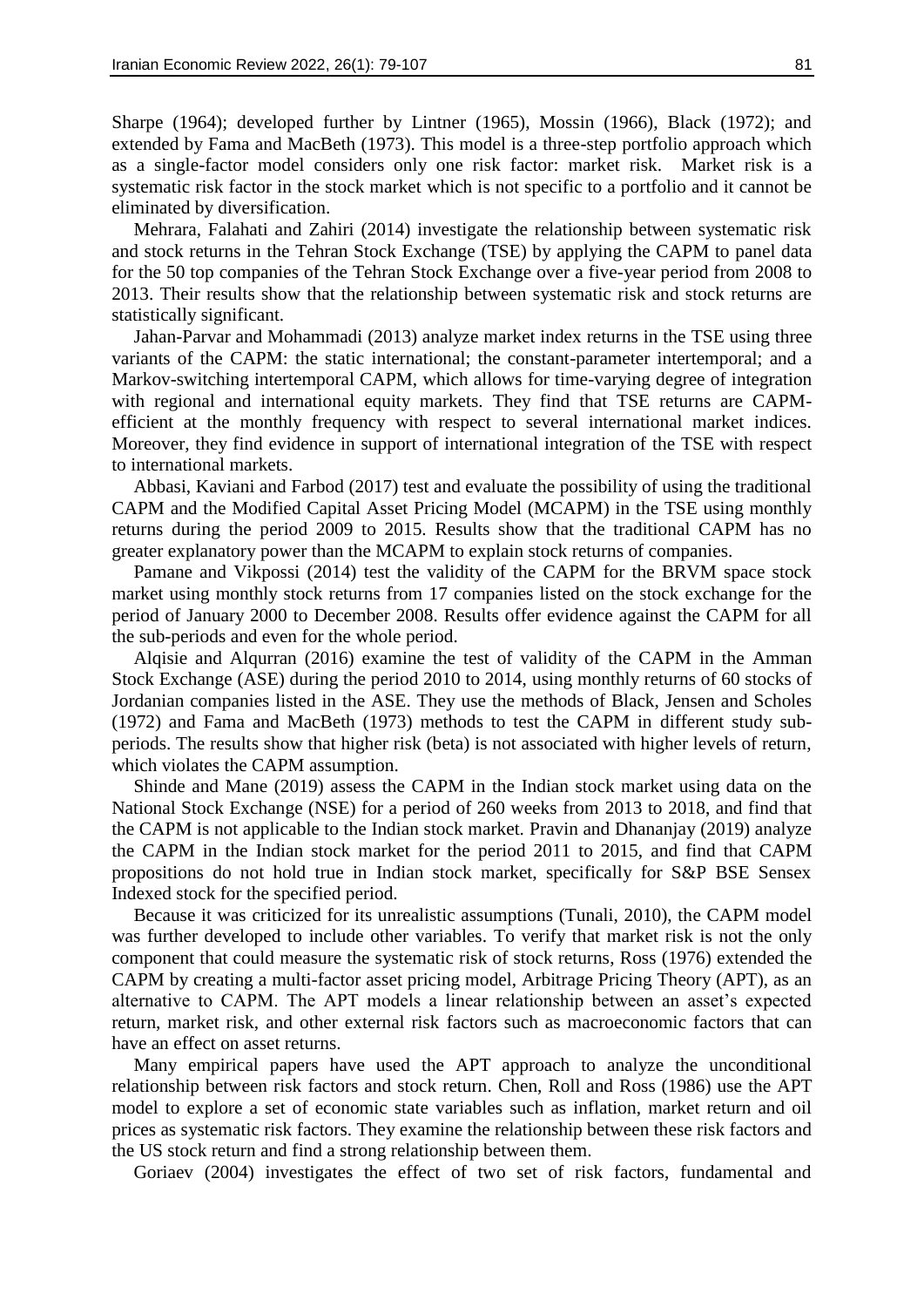Sharpe (1964); developed further by Lintner (1965), Mossin (1966), Black (1972); and extended by Fama and MacBeth (1973). This model is a three-step portfolio approach which as a single-factor model considers only one risk factor: market risk. Market risk is a systematic risk factor in the stock market which is not specific to a portfolio and it cannot be eliminated by diversification.

Mehrara, Falahati and Zahiri (2014) investigate the relationship between systematic risk and stock returns in the Tehran Stock Exchange (TSE) by applying the CAPM to panel data for the 50 top companies of the Tehran Stock Exchange over a five-year period from 2008 to 2013. Their results show that the relationship between systematic risk and stock returns are statistically significant.

Jahan-Parvar and Mohammadi (2013) analyze market index returns in the TSE using three variants of the CAPM: the static international; the constant-parameter intertemporal; and a Markov-switching intertemporal CAPM, which allows for time-varying degree of integration with regional and international equity markets. They find that TSE returns are CAPM-efficient at the monthly frequency with respect to several international market indices. Moreover, they find evidence in support of international integration of the TSE with respect to international markets.

Abbasi, Kaviani and Farbod (2017) test and evaluate the possibility of using the traditional CAPM and the Modified Capital Asset Pricing Model (MCAPM) in the TSE using monthly returns during the period 2009 to 2015. Results show that the traditional CAPM has no greater explanatory power than the MCAPM to explain stock returns of companies.

Pamane and Vikpossi (2014) test the validity of the CAPM for the BRVM space stock market using monthly stock returns from 17 companies listed on the stock exchange for the period of January 2000 to December 2008. Results offer evidence against the CAPM for all the sub-periods and even for the whole period.

Alqisie and Alqurran (2016) examine the test of validity of the CAPM in the Amman Stock Exchange (ASE) during the period 2010 to 2014, using monthly returns of 60 stocks of Jordanian companies listed in the ASE. They use the methods of Black, Jensen and Scholes (1972) and Fama and MacBeth (1973) methods to test the CAPM in different study sub-periods. The results show that higher risk (beta) is not associated with higher levels of return, which violates the CAPM assumption.

Shinde and Mane (2019) assess the CAPM in the Indian stock market using data on the National Stock Exchange (NSE) for a period of 260 weeks from 2013 to 2018, and find that the CAPM is not applicable to the Indian stock market. Pravin and Dhananjay (2019) analyze the CAPM in the Indian stock market for the period 2011 to 2015, and find that CAPM propositions do not hold true in Indian stock market, specifically for S&P BSE Sensex Indexed stock for the specified period.

Because it was criticized for its unrealistic assumptions (Tunali, 2010), the CAPM model was further developed to include other variables. To verify that market risk is not the only component that could measure the systematic risk of stock returns, Ross (1976) extended the CAPM by creating a multi-factor asset pricing model, Arbitrage Pricing Theory (APT), as an alternative to CAPM. The APT models a linear relationship between an asset's expected return, market risk, and other external risk factors such as macroeconomic factors that can have an effect on asset returns.

Many empirical papers have used the APT approach to analyze the unconditional relationship between risk factors and stock return. Chen, Roll and Ross (1986) use the APT model to explore a set of economic state variables such as inflation, market return and oil prices as systematic risk factors. They examine the relationship between these risk factors and the US stock return and find a strong relationship between them.

Goriaev (2004) investigates the effect of two set of risk factors, fundamental and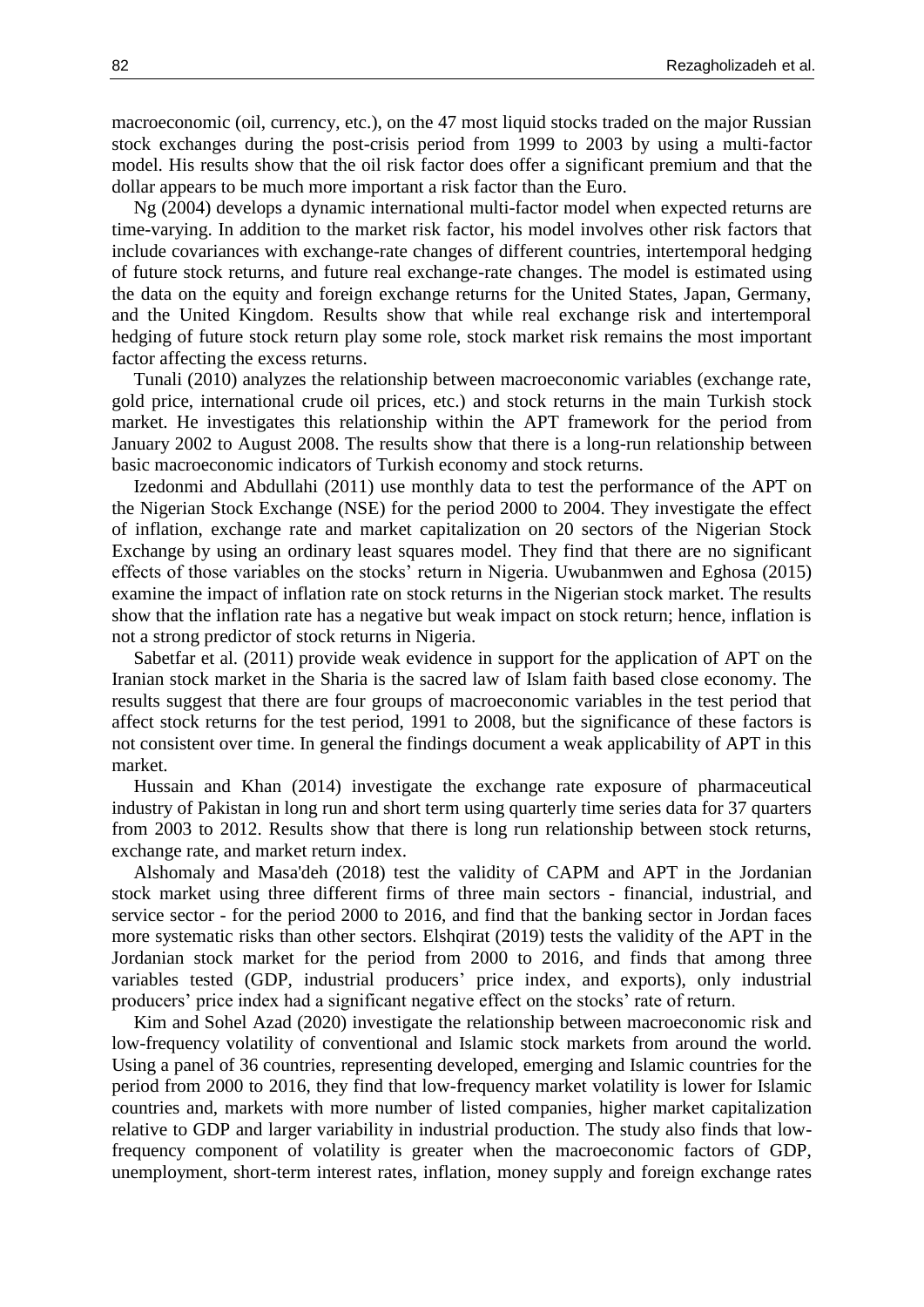macroeconomic (oil, currency, etc.), on the 47 most liquid stocks traded on the major Russian stock exchanges during the post-crisis period from 1999 to 2003 by using a multi-factor model. His results show that the oil risk factor does offer a significant premium and that the dollar appears to be much more important a risk factor than the Euro.

Ng (2004) develops a dynamic international multi-factor model when expected returns are time-varying. In addition to the market risk factor, his model involves other risk factors that include covariances with exchange-rate changes of different countries, intertemporal hedging of future stock returns, and future real exchange-rate changes. The model is estimated using the data on the equity and foreign exchange returns for the United States, Japan, Germany, and the United Kingdom. Results show that while real exchange risk and intertemporal hedging of future stock return play some role, stock market risk remains the most important factor affecting the excess returns.

Tunali (2010) analyzes the relationship between macroeconomic variables (exchange rate, gold price, international crude oil prices, etc.) and stock returns in the main Turkish stock market. He investigates this relationship within the APT framework for the period from January 2002 to August 2008. The results show that there is a long-run relationship between basic macroeconomic indicators of Turkish economy and stock returns.

Izedonmi and Abdullahi (2011) use monthly data to test the performance of the APT on the Nigerian Stock Exchange (NSE) for the period 2000 to 2004. They investigate the effect of inflation, exchange rate and market capitalization on 20 sectors of the Nigerian Stock Exchange by using an ordinary least squares model. They find that there are no significant effects of those variables on the stocks' return in Nigeria. Uwubanmwen and Eghosa (2015) examine the impact of inflation rate on stock returns in the Nigerian stock market. The results show that the inflation rate has a negative but weak impact on stock return; hence, inflation is not a strong predictor of stock returns in Nigeria.

Sabetfar et al. (2011) provide weak evidence in support for the application of APT on the Iranian stock market in the Sharia is the sacred law of Islam faith based close economy. The results suggest that there are four groups of macroeconomic variables in the test period that affect stock returns for the test period, 1991 to 2008, but the significance of these factors is not consistent over time. In general the findings document a weak applicability of APT in this market.

Hussain and Khan (2014) investigate the exchange rate exposure of pharmaceutical industry of Pakistan in long run and short term using quarterly time series data for 37 quarters from 2003 to 2012. Results show that there is long run relationship between stock returns, exchange rate, and market return index.

Alshomaly and Masa'deh (2018) test the validity of CAPM and APT in the Jordanian stock market using three different firms of three main sectors - financial, industrial, and service sector - for the period 2000 to 2016, and find that the banking sector in Jordan faces more systematic risks than other sectors. Elshqirat (2019) tests the validity of the APT in the Jordanian stock market for the period from 2000 to 2016, and finds that among three variables tested (GDP, industrial producers' price index, and exports), only industrial producers' price index had a significant negative effect on the stocks' rate of return.

Kim and Sohel Azad (2020) investigate the relationship between macroeconomic risk and low-frequency volatility of conventional and Islamic stock markets from around the world. Using a panel of 36 countries, representing developed, emerging and Islamic countries for the period from 2000 to 2016, they find that low-frequency market volatility is lower for Islamic countries and, markets with more number of listed companies, higher market capitalization relative to GDP and larger variability in industrial production. The study also finds that low-frequency component of volatility is greater when the macroeconomic factors of GDP, unemployment, short-term interest rates, inflation, money supply and foreign exchange rates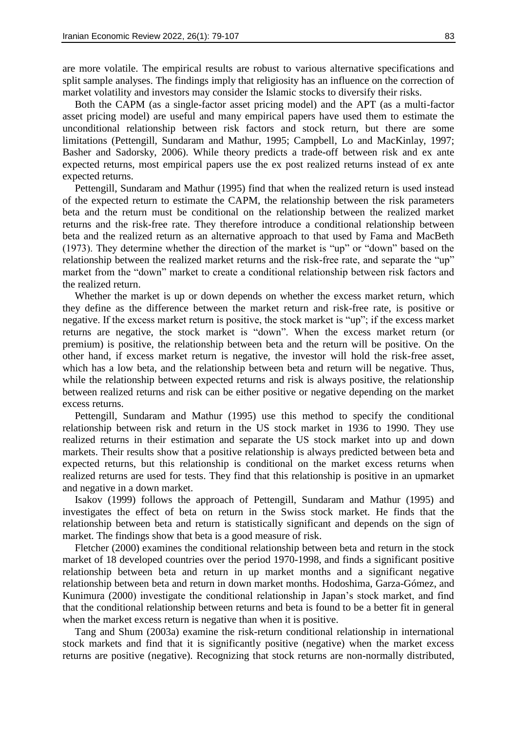are more volatile. The empirical results are robust to various alternative specifications and split sample analyses. The findings imply that religiosity has an influence on the correction of market volatility and investors may consider the Islamic stocks to diversify their risks.

Both the CAPM (as a single-factor asset pricing model) and the APT (as a multi-factor asset pricing model) are useful and many empirical papers have used them to estimate the unconditional relationship between risk factors and stock return, but there are some limitations (Pettengill, Sundaram and Mathur, 1995; Campbell, Lo and MacKinlay, 1997; Basher and Sadorsky, 2006). While theory predicts a trade-off between risk and ex ante expected returns, most empirical papers use the ex post realized returns instead of ex ante expected returns.

Pettengill, Sundaram and Mathur (1995) find that when the realized return is used instead of the expected return to estimate the CAPM, the relationship between the risk parameters beta and the return must be conditional on the relationship between the realized market returns and the risk-free rate. They therefore introduce a conditional relationship between beta and the realized return as an alternative approach to that used by Fama and MacBeth (1973). They determine whether the direction of the market is "up" or "down" based on the relationship between the realized market returns and the risk-free rate, and separate the "up" market from the "down" market to create a conditional relationship between risk factors and the realized return.

Whether the market is up or down depends on whether the excess market return, which they define as the difference between the market return and risk-free rate, is positive or negative. If the excess market return is positive, the stock market is "up"; if the excess market returns are negative, the stock market is "down". When the excess market return (or premium) is positive, the relationship between beta and the return will be positive. On the other hand, if excess market return is negative, the investor will hold the risk-free asset, which has a low beta, and the relationship between beta and return will be negative. Thus, while the relationship between expected returns and risk is always positive, the relationship between realized returns and risk can be either positive or negative depending on the market excess returns.

Pettengill, Sundaram and Mathur (1995) use this method to specify the conditional relationship between risk and return in the US stock market in 1936 to 1990. They use realized returns in their estimation and separate the US stock market into up and down markets. Their results show that a positive relationship is always predicted between beta and expected returns, but this relationship is conditional on the market excess returns when realized returns are used for tests. They find that this relationship is positive in an upmarket and negative in a down market.

Isakov (1999) follows the approach of Pettengill, Sundaram and Mathur (1995) and investigates the effect of beta on return in the Swiss stock market. He finds that the relationship between beta and return is statistically significant and depends on the sign of market. The findings show that beta is a good measure of risk.

Fletcher (2000) examines the conditional relationship between beta and return in the stock market of 18 developed countries over the period 1970-1998, and finds a significant positive relationship between beta and return in up market months and a significant negative relationship between beta and return in down market months. Hodoshima, Garza-Gómez, and Kunimura (2000) investigate the conditional relationship in Japan's stock market, and find that the conditional relationship between returns and beta is found to be a better fit in general when the market excess return is negative than when it is positive.

Tang and Shum (2003a) examine the risk-return conditional relationship in international stock markets and find that it is significantly positive (negative) when the market excess returns are positive (negative). Recognizing that stock returns are non-normally distributed,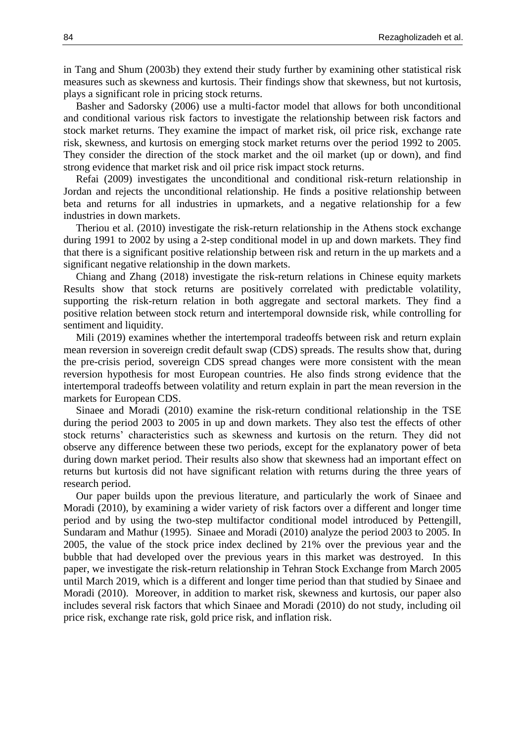in Tang and Shum (2003b) they extend their study further by examining other statistical risk measures such as skewness and kurtosis. Their findings show that skewness, but not kurtosis, plays a significant role in pricing stock returns.

Basher and Sadorsky (2006) use a multi-factor model that allows for both unconditional and conditional various risk factors to investigate the relationship between risk factors and stock market returns. They examine the impact of market risk, oil price risk, exchange rate risk, skewness, and kurtosis on emerging stock market returns over the period 1992 to 2005. They consider the direction of the stock market and the oil market (up or down), and find strong evidence that market risk and oil price risk impact stock returns.

Refai (2009) investigates the unconditional and conditional risk-return relationship in Jordan and rejects the unconditional relationship. He finds a positive relationship between beta and returns for all industries in upmarkets, and a negative relationship for a few industries in down markets.

Theriou et al. (2010) investigate the risk-return relationship in the Athens stock exchange during 1991 to 2002 by using a 2-step conditional model in up and down markets. They find that there is a significant positive relationship between risk and return in the up markets and a significant negative relationship in the down markets.

Chiang and Zhang (2018) investigate the risk-return relations in Chinese equity markets Results show that stock returns are positively correlated with predictable volatility, supporting the risk-return relation in both aggregate and sectoral markets. They find a positive relation between stock return and intertemporal downside risk, while controlling for sentiment and liquidity.

Mili (2019) examines whether the intertemporal tradeoffs between risk and return explain mean reversion in sovereign credit default swap (CDS) spreads. The results show that, during the pre-crisis period, sovereign CDS spread changes were more consistent with the mean reversion hypothesis for most European countries. He also finds strong evidence that the intertemporal tradeoffs between volatility and return explain in part the mean reversion in the markets for European CDS.

Sinaee and Moradi (2010) examine the risk-return conditional relationship in the TSE during the period 2003 to 2005 in up and down markets. They also test the effects of other stock returns' characteristics such as skewness and kurtosis on the return. They did not observe any difference between these two periods, except for the explanatory power of beta during down market period. Their results also show that skewness had an important effect on returns but kurtosis did not have significant relation with returns during the three years of research period.

Our paper builds upon the previous literature, and particularly the work of Sinaee and Moradi (2010), by examining a wider variety of risk factors over a different and longer time period and by using the two-step multifactor conditional model introduced by Pettengill, Sundaram and Mathur (1995). Sinaee and Moradi (2010) analyze the period 2003 to 2005. In 2005, the value of the stock price index declined by 21% over the previous year and the bubble that had developed over the previous years in this market was destroyed. In this paper, we investigate the risk-return relationship in Tehran Stock Exchange from March 2005 until March 2019, which is a different and longer time period than that studied by Sinaee and Moradi (2010). Moreover, in addition to market risk, skewness and kurtosis, our paper also includes several risk factors that which Sinaee and Moradi (2010) do not study, including oil price risk, exchange rate risk, gold price risk, and inflation risk.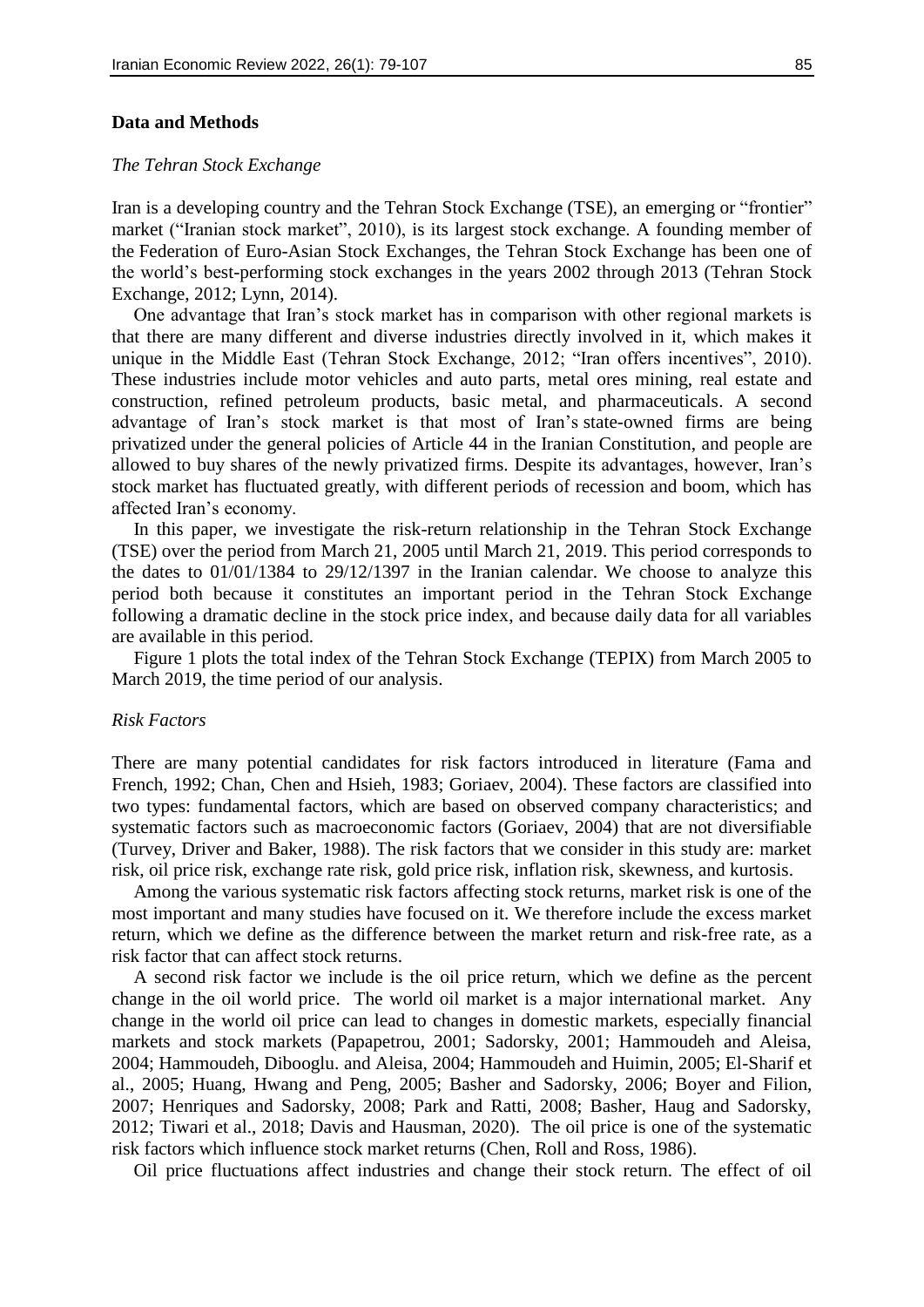## Data and Methods

### *The Tehran Stock Exchange*

Iran is a developing country and the Tehran Stock Exchange (TSE), an emerging or "frontier" market ("Iranian stock market", 2010), is its largest stock exchange. A founding member of the Federation of Euro-Asian Stock Exchanges, the Tehran Stock Exchange has been one of the world's best-performing stock exchanges in the years 2002 through 2013 (Tehran Stock Exchange, 2012; Lynn, 2014).

One advantage that Iran's stock market has in comparison with other regional markets is that there are many different and diverse industries directly involved in it, which makes it unique in the Middle East (Tehran Stock Exchange, 2012; "Iran offers incentives", 2010). These industries include motor vehicles and auto parts, metal ores mining, real estate and construction, refined petroleum products, basic metal, and pharmaceuticals. A second advantage of Iran's stock market is that most of Iran's state-owned firms are being privatized under the general policies of Article 44 in the Iranian Constitution, and people are allowed to buy shares of the newly privatized firms. Despite its advantages, however, Iran's stock market has fluctuated greatly, with different periods of recession and boom, which has affected Iran's economy.

In this paper, we investigate the risk-return relationship in the Tehran Stock Exchange (TSE) over the period from March 21, 2005 until March 21, 2019. This period corresponds to the dates to 01/01/1384 to 29/12/1397 in the Iranian calendar. We choose to analyze this period both because it constitutes an important period in the Tehran Stock Exchange following a dramatic decline in the stock price index, and because daily data for all variables are available in this period.

Figure 1 plots the total index of the Tehran Stock Exchange (TEPIX) from March 2005 to March 2019, the time period of our analysis.

### *Risk Factors*

There are many potential candidates for risk factors introduced in literature (Fama and French, 1992; Chan, Chen and Hsieh, 1983; Goriaev, 2004). These factors are classified into two types: fundamental factors, which are based on observed company characteristics; and systematic factors such as macroeconomic factors (Goriaev, 2004) that are not diversifiable (Turvey, Driver and Baker, 1988). The risk factors that we consider in this study are: market risk, oil price risk, exchange rate risk, gold price risk, inflation risk, skewness, and kurtosis.

Among the various systematic risk factors affecting stock returns, market risk is one of the most important and many studies have focused on it. We therefore include the excess market return, which we define as the difference between the market return and risk-free rate, as a risk factor that can affect stock returns.

A second risk factor we include is the oil price return, which we define as the percent change in the oil world price. The world oil market is a major international market. Any change in the world oil price can lead to changes in domestic markets, especially financial markets and stock markets (Papapetrou, 2001; Sadorsky, 2001; Hammoudeh and Aleisa, 2004; Hammoudeh, Dibooglu. and Aleisa, 2004; Hammoudeh and Huimin, 2005; El-Sharif et al., 2005; Huang, Hwang and Peng, 2005; Basher and Sadorsky, 2006; Boyer and Filion, 2007; Henriques and Sadorsky, 2008; Park and Ratti, 2008; Basher, Haug and Sadorsky, 2012; Tiwari et al., 2018; Davis and Hausman, 2020). The oil price is one of the systematic risk factors which influence stock market returns (Chen, Roll and Ross, 1986).

Oil price fluctuations affect industries and change their stock return. The effect of oil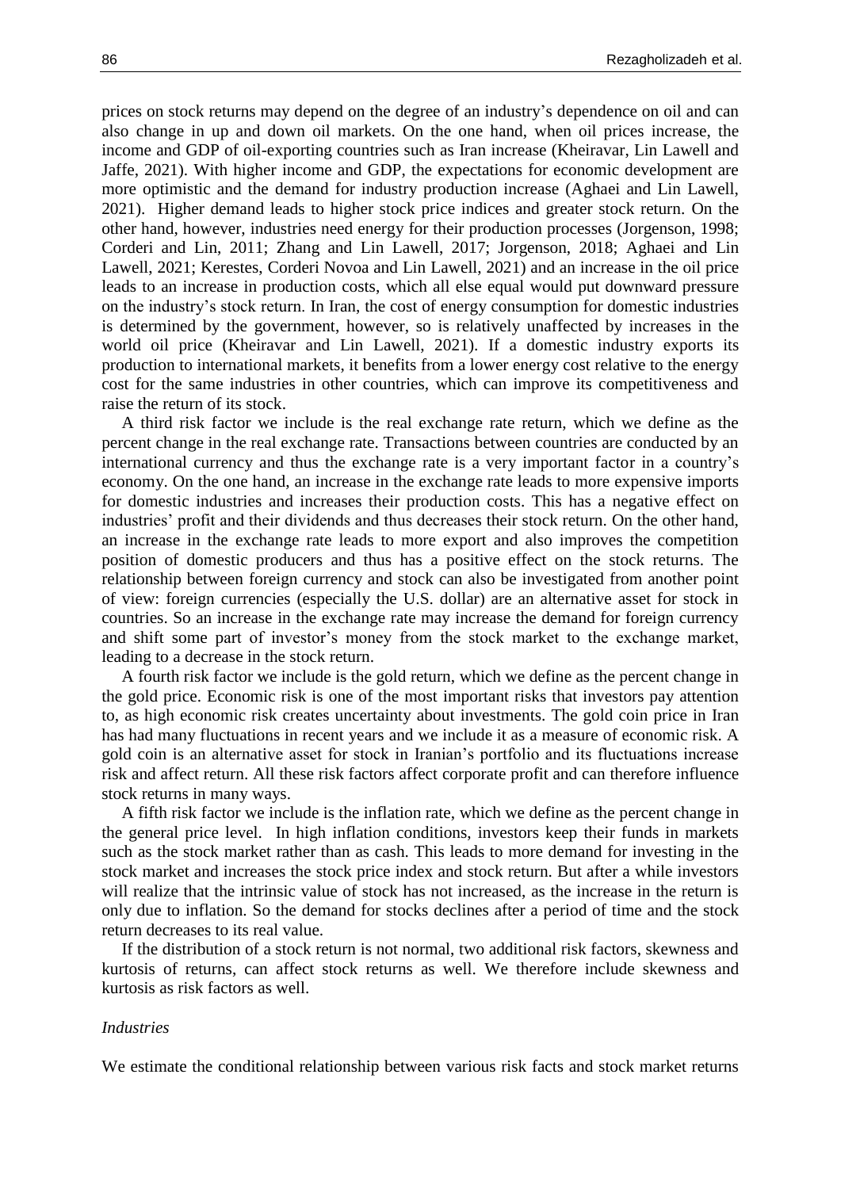prices on stock returns may depend on the degree of an industry's dependence on oil and can also change in up and down oil markets. On the one hand, when oil prices increase, the income and GDP of oil-exporting countries such as Iran increase (Kheiravar, Lin Lawell and Jaffe, 2021). With higher income and GDP, the expectations for economic development are more optimistic and the demand for industry production increase (Aghaei and Lin Lawell, 2021). Higher demand leads to higher stock price indices and greater stock return. On the other hand, however, industries need energy for their production processes (Jorgenson, 1998; Corderi and Lin, 2011; Zhang and Lin Lawell, 2017; Jorgenson, 2018; Aghaei and Lin Lawell, 2021; Kerestes, Corderi Novoa and Lin Lawell, 2021) and an increase in the oil price leads to an increase in production costs, which all else equal would put downward pressure on the industry's stock return. In Iran, the cost of energy consumption for domestic industries is determined by the government, however, so is relatively unaffected by increases in the world oil price (Kheiravar and Lin Lawell, 2021). If a domestic industry exports its production to international markets, it benefits from a lower energy cost relative to the energy cost for the same industries in other countries, which can improve its competitiveness and raise the return of its stock.

A third risk factor we include is the real exchange rate return, which we define as the percent change in the real exchange rate. Transactions between countries are conducted by an international currency and thus the exchange rate is a very important factor in a country's economy. On the one hand, an increase in the exchange rate leads to more expensive imports for domestic industries and increases their production costs. This has a negative effect on industries' profit and their dividends and thus decreases their stock return. On the other hand, an increase in the exchange rate leads to more export and also improves the competition position of domestic producers and thus has a positive effect on the stock returns. The relationship between foreign currency and stock can also be investigated from another point of view: foreign currencies (especially the U.S. dollar) are an alternative asset for stock in countries. So an increase in the exchange rate may increase the demand for foreign currency and shift some part of investor's money from the stock market to the exchange market, leading to a decrease in the stock return.

A fourth risk factor we include is the gold return, which we define as the percent change in the gold price. Economic risk is one of the most important risks that investors pay attention to, as high economic risk creates uncertainty about investments. The gold coin price in Iran has had many fluctuations in recent years and we include it as a measure of economic risk. A gold coin is an alternative asset for stock in Iranian's portfolio and its fluctuations increase risk and affect return. All these risk factors affect corporate profit and can therefore influence stock returns in many ways.

A fifth risk factor we include is the inflation rate, which we define as the percent change in the general price level. In high inflation conditions, investors keep their funds in markets such as the stock market rather than as cash. This leads to more demand for investing in the stock market and increases the stock price index and stock return. But after a while investors will realize that the intrinsic value of stock has not increased, as the increase in the return is only due to inflation. So the demand for stocks declines after a period of time and the stock return decreases to its real value.

If the distribution of a stock return is not normal, two additional risk factors, skewness and kurtosis of returns, can affect stock returns as well. We therefore include skewness and kurtosis as risk factors as well.

*Industries*

We estimate the conditional relationship between various risk facts and stock market returns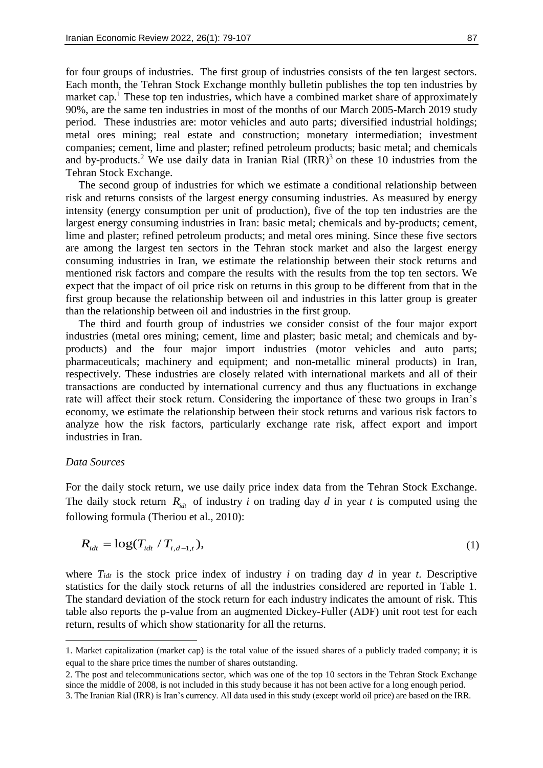for four groups of industries. The first group of industries consists of the ten largest sectors. Each month, the Tehran Stock Exchange monthly bulletin publishes the top ten industries by market cap.[1] These top ten industries, which have a combined market share of approximately 90%, are the same ten industries in most of the months of our March 2005-March 2019 study period. These industries are: motor vehicles and auto parts; diversified industrial holdings; metal ores mining; real estate and construction; monetary intermediation; investment companies; cement, lime and plaster; refined petroleum products; basic metal; and chemicals and by-products.[2] We use daily data in Iranian Rial (IRR)[3] on these 10 industries from the Tehran Stock Exchange.

The second group of industries for which we estimate a conditional relationship between risk and returns consists of the largest energy consuming industries. As measured by energy intensity (energy consumption per unit of production), five of the top ten industries are the largest energy consuming industries in Iran: basic metal; chemicals and by-products; cement, lime and plaster; refined petroleum products; and metal ores mining. Since these five sectors are among the largest ten sectors in the Tehran stock market and also the largest energy consuming industries in Iran, we estimate the relationship between their stock returns and mentioned risk factors and compare the results with the results from the top ten sectors. We expect that the impact of oil price risk on returns in this group to be different from that in the first group because the relationship between oil and industries in this latter group is greater than the relationship between oil and industries in the first group.

The third and fourth group of industries we consider consist of the four major export industries (metal ores mining; cement, lime and plaster; basic metal; and chemicals and by-products) and the four major import industries (motor vehicles and auto parts; pharmaceuticals; machinery and equipment; and non-metallic mineral products) in Iran, respectively. These industries are closely related with international markets and all of their transactions are conducted by international currency and thus any fluctuations in exchange rate will affect their stock return. Considering the importance of these two groups in Iran's economy, we estimate the relationship between their stock returns and various risk factors to analyze how the risk factors, particularly exchange rate risk, affect export and import industries in Iran.

*Data Sources*

For the daily stock return, we use daily price index data from the Tehran Stock Exchange. The daily stock return $R_{idt}$ of industry *i* on trading day *d* in year *t* is computed using the following formula (Theriou et al., 2010):

$$R_{idt} = \log(T_{idt} / T_{i,d-1,t}), \tag{1}$$

where $T_{idt}$ is the stock price index of industry *i* on trading day *d* in year *t*. Descriptive statistics for the daily stock returns of all the industries considered are reported in Table 1. The standard deviation of the stock return for each industry indicates the amount of risk. This table also reports the p-value from an augmented Dickey-Fuller (ADF) unit root test for each return, results of which show stationarity for all the returns.

---

1. Market capitalization (market cap) is the total value of the issued shares of a publicly traded company; it is equal to the share price times the number of shares outstanding.

2. The post and telecommunications sector, which was one of the top 10 sectors in the Tehran Stock Exchange since the middle of 2008, is not included in this study because it has not been active for a long enough period.

3. The Iranian Rial (IRR) is Iran's currency. All data used in this study (except world oil price) are based on the IRR.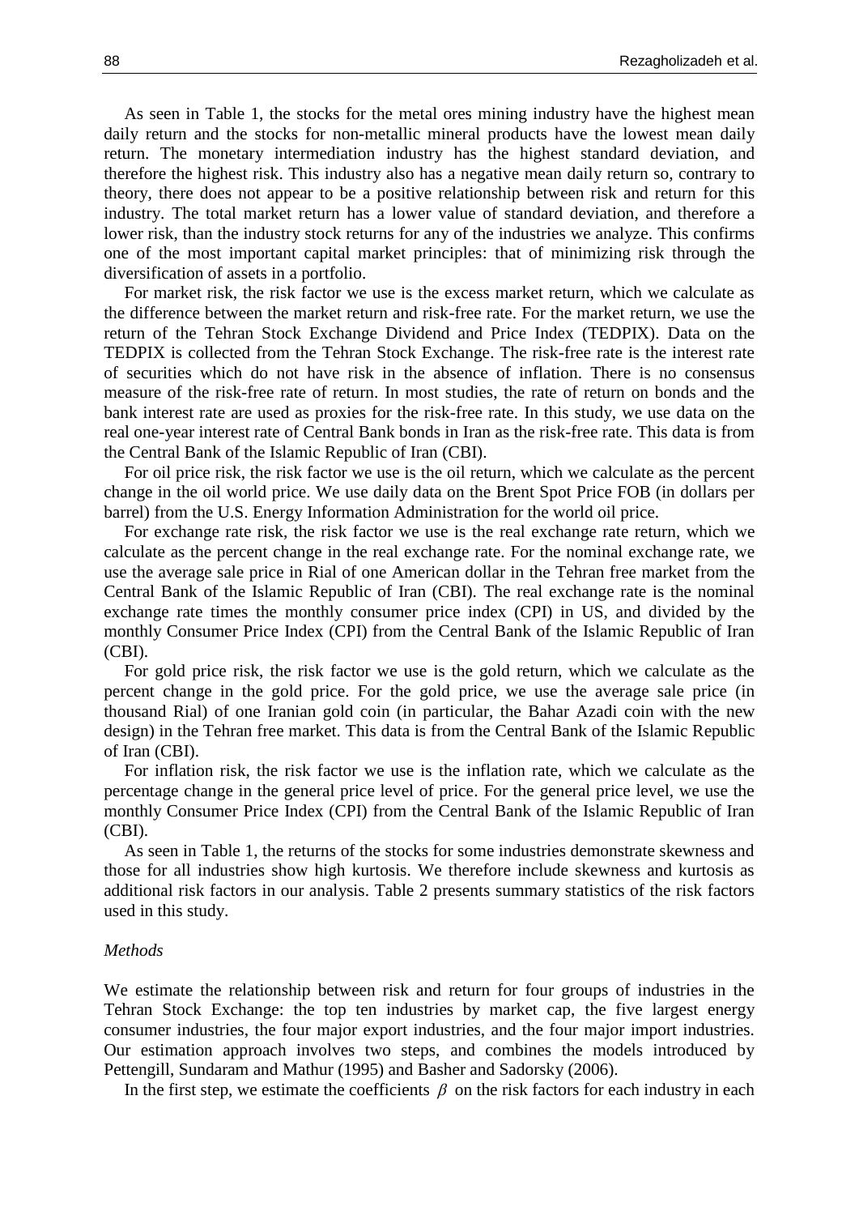As seen in Table 1, the stocks for the metal ores mining industry have the highest mean daily return and the stocks for non-metallic mineral products have the lowest mean daily return. The monetary intermediation industry has the highest standard deviation, and therefore the highest risk. This industry also has a negative mean daily return so, contrary to theory, there does not appear to be a positive relationship between risk and return for this industry. The total market return has a lower value of standard deviation, and therefore a lower risk, than the industry stock returns for any of the industries we analyze. This confirms one of the most important capital market principles: that of minimizing risk through the diversification of assets in a portfolio.

For market risk, the risk factor we use is the excess market return, which we calculate as the difference between the market return and risk-free rate. For the market return, we use the return of the Tehran Stock Exchange Dividend and Price Index (TEDPIX). Data on the TEDPIX is collected from the Tehran Stock Exchange. The risk-free rate is the interest rate of securities which do not have risk in the absence of inflation. There is no consensus measure of the risk-free rate of return. In most studies, the rate of return on bonds and the bank interest rate are used as proxies for the risk-free rate. In this study, we use data on the real one-year interest rate of Central Bank bonds in Iran as the risk-free rate. This data is from the Central Bank of the Islamic Republic of Iran (CBI).

For oil price risk, the risk factor we use is the oil return, which we calculate as the percent change in the oil world price. We use daily data on the Brent Spot Price FOB (in dollars per barrel) from the U.S. Energy Information Administration for the world oil price.

For exchange rate risk, the risk factor we use is the real exchange rate return, which we calculate as the percent change in the real exchange rate. For the nominal exchange rate, we use the average sale price in Rial of one American dollar in the Tehran free market from the Central Bank of the Islamic Republic of Iran (CBI). The real exchange rate is the nominal exchange rate times the monthly consumer price index (CPI) in US, and divided by the monthly Consumer Price Index (CPI) from the Central Bank of the Islamic Republic of Iran (CBI).

For gold price risk, the risk factor we use is the gold return, which we calculate as the percent change in the gold price. For the gold price, we use the average sale price (in thousand Rial) of one Iranian gold coin (in particular, the Bahar Azadi coin with the new design) in the Tehran free market. This data is from the Central Bank of the Islamic Republic of Iran (CBI).

For inflation risk, the risk factor we use is the inflation rate, which we calculate as the percentage change in the general price level of price. For the general price level, we use the monthly Consumer Price Index (CPI) from the Central Bank of the Islamic Republic of Iran (CBI).

As seen in Table 1, the returns of the stocks for some industries demonstrate skewness and those for all industries show high kurtosis. We therefore include skewness and kurtosis as additional risk factors in our analysis. Table 2 presents summary statistics of the risk factors used in this study.

*Methods*

We estimate the relationship between risk and return for four groups of industries in the Tehran Stock Exchange: the top ten industries by market cap, the five largest energy consumer industries, the four major export industries, and the four major import industries. Our estimation approach involves two steps, and combines the models introduced by Pettengill, Sundaram and Mathur (1995) and Basher and Sadorsky (2006).

In the first step, we estimate the coefficients $\beta$ on the risk factors for each industry in each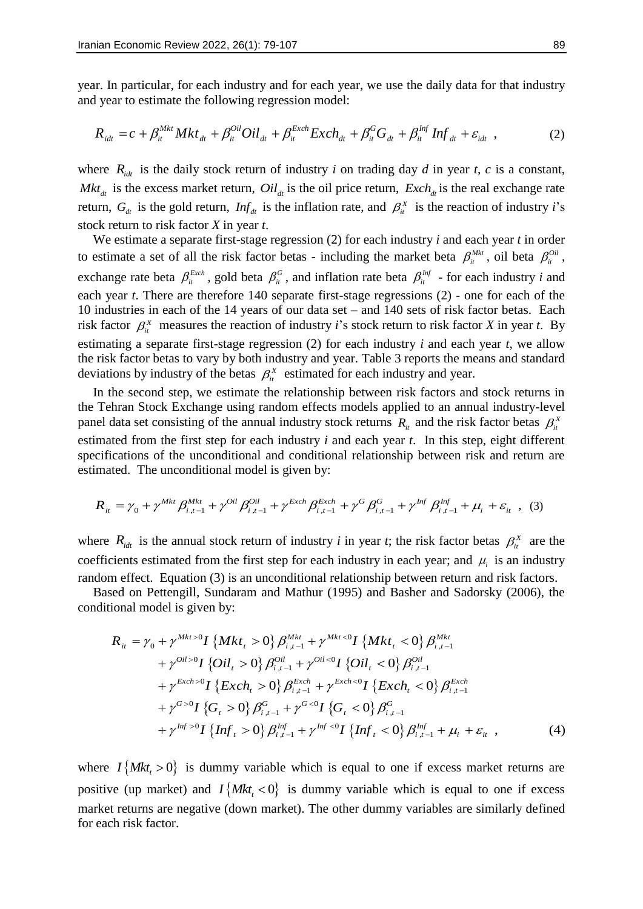year. In particular, for each industry and for each year, we use the daily data for that industry and year to estimate the following regression model:

$$R_{idt} = c + \beta_{it}^{Mkt} Mkt_{dt} + \beta_{it}^{Oil} Oil_{dt} + \beta_{it}^{Exch} Exch_{dt} + \beta_{it}^{G} G_{dt} + \beta_{it}^{Inf} Inf_{dt} + \varepsilon_{idt} \ , \tag{2}$$

where $R_{idt}$ is the daily stock return of industry *i* on trading day *d* in year *t*, *c* is a constant, $Mkt_{dt}$ is the excess market return, $Oil_{dt}$ is the oil price return, $Exch_{dt}$ is the real exchange rate return, $G_{dt}$ is the gold return, $Inf_{dt}$ is the inflation rate, and $\beta_{it}^{X}$ is the reaction of industry *i*'s stock return to risk factor *X* in year *t*.

We estimate a separate first-stage regression (2) for each industry *i* and each year *t* in order to estimate a set of all the risk factor betas - including the market beta $\beta_{it}^{Mkt}$, oil beta $\beta_{it}^{Oil}$, exchange rate beta $\beta_{it}^{Exch}$, gold beta $\beta_{it}^{G}$, and inflation rate beta $\beta_{it}^{Inf}$ - for each industry *i* and each year *t*. There are therefore 140 separate first-stage regressions (2) - one for each of the 10 industries in each of the 14 years of our data set – and 140 sets of risk factor betas. Each risk factor $\beta_{it}^{X}$ measures the reaction of industry *i*'s stock return to risk factor *X* in year *t*. By estimating a separate first-stage regression (2) for each industry *i* and each year *t*, we allow the risk factor betas to vary by both industry and year. Table 3 reports the means and standard deviations by industry of the betas $\beta_{it}^{X}$ estimated for each industry and year.

In the second step, we estimate the relationship between risk factors and stock returns in the Tehran Stock Exchange using random effects models applied to an annual industry-level panel data set consisting of the annual industry stock returns $R_{it}$ and the risk factor betas $\beta_{it}^{X}$ estimated from the first step for each industry *i* and each year *t*. In this step, eight different specifications of the unconditional and conditional relationship between risk and return are estimated. The unconditional model is given by:

$$R_{it} = \gamma_0 + \gamma^{Mkt} \beta_{i,t-1}^{Mkt} + \gamma^{Oil} \beta_{i,t-1}^{Oil} + \gamma^{Exch} \beta_{i,t-1}^{Exch} + \gamma^{G} \beta_{i,t-1}^{G} + \gamma^{Inf} \beta_{i,t-1}^{Inf} + \mu_i + \varepsilon_{it} \ , \tag{3}$$

where $R_{idt}$ is the annual stock return of industry *i* in year *t*; the risk factor betas $\beta_{it}^{X}$ are the coefficients estimated from the first step for each industry in each year; and $\mu_i$ is an industry random effect. Equation (3) is an unconditional relationship between return and risk factors.

Based on Pettengill, Sundaram and Mathur (1995) and Basher and Sadorsky (2006), the conditional model is given by:

$$\begin{aligned}
R_{it} = \gamma_0 &+ \gamma^{Mkt>0} I\{Mkt_t > 0\} \beta_{i,t-1}^{Mkt} + \gamma^{Mkt<0} I\{Mkt_t < 0\} \beta_{i,t-1}^{Mkt} \\
&+ \gamma^{Oil>0} I\{Oil_t > 0\} \beta_{i,t-1}^{Oil} + \gamma^{Oil<0} I\{Oil_t < 0\} \beta_{i,t-1}^{Oil} \\
&+ \gamma^{Exch>0} I\{Exch_t > 0\} \beta_{i,t-1}^{Exch} + \gamma^{Exch<0} I\{Exch_t < 0\} \beta_{i,t-1}^{Exch} \\
&+ \gamma^{G>0} I\{G_t > 0\} \beta_{i,t-1}^{G} + \gamma^{G<0} I\{G_t < 0\} \beta_{i,t-1}^{G} \\
&+ \gamma^{Inf>0} I\{Inf_t > 0\} \beta_{i,t-1}^{Inf} + \gamma^{Inf<0} I\{Inf_t < 0\} \beta_{i,t-1}^{Inf} + \mu_i + \varepsilon_{it} \ ,
\end{aligned} \tag{4}$$

where $I\{Mkt_t > 0\}$ is dummy variable which is equal to one if excess market returns are positive (up market) and $I\{Mkt_t < 0\}$ is dummy variable which is equal to one if excess market returns are negative (down market). The other dummy variables are similarly defined for each risk factor.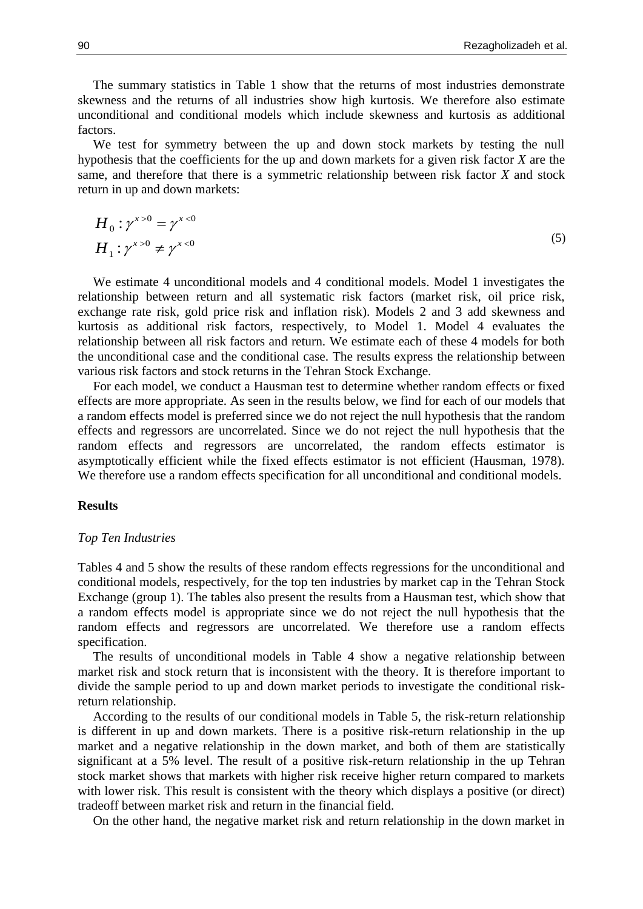The summary statistics in Table 1 show that the returns of most industries demonstrate skewness and the returns of all industries show high kurtosis. We therefore also estimate unconditional and conditional models which include skewness and kurtosis as additional factors.

We test for symmetry between the up and down stock markets by testing the null hypothesis that the coefficients for the up and down markets for a given risk factor *X* are the same, and therefore that there is a symmetric relationship between risk factor *X* and stock return in up and down markets:

$$
\begin{aligned}
H_0 &: \gamma^{x>0} = \gamma^{x<0} \\
H_1 &: \gamma^{x>0} \neq \gamma^{x<0}
\end{aligned}
\tag{5}
$$

We estimate 4 unconditional models and 4 conditional models. Model 1 investigates the relationship between return and all systematic risk factors (market risk, oil price risk, exchange rate risk, gold price risk and inflation risk). Models 2 and 3 add skewness and kurtosis as additional risk factors, respectively, to Model 1. Model 4 evaluates the relationship between all risk factors and return. We estimate each of these 4 models for both the unconditional case and the conditional case. The results express the relationship between various risk factors and stock returns in the Tehran Stock Exchange.

For each model, we conduct a Hausman test to determine whether random effects or fixed effects are more appropriate. As seen in the results below, we find for each of our models that a random effects model is preferred since we do not reject the null hypothesis that the random effects and regressors are uncorrelated. Since we do not reject the null hypothesis that the random effects and regressors are uncorrelated, the random effects estimator is asymptotically efficient while the fixed effects estimator is not efficient (Hausman, 1978). We therefore use a random effects specification for all unconditional and conditional models.

## Results

### *Top Ten Industries*

Tables 4 and 5 show the results of these random effects regressions for the unconditional and conditional models, respectively, for the top ten industries by market cap in the Tehran Stock Exchange (group 1). The tables also present the results from a Hausman test, which show that a random effects model is appropriate since we do not reject the null hypothesis that the random effects and regressors are uncorrelated. We therefore use a random effects specification.

The results of unconditional models in Table 4 show a negative relationship between market risk and stock return that is inconsistent with the theory. It is therefore important to divide the sample period to up and down market periods to investigate the conditional risk-return relationship.

According to the results of our conditional models in Table 5, the risk-return relationship is different in up and down markets. There is a positive risk-return relationship in the up market and a negative relationship in the down market, and both of them are statistically significant at a 5% level. The result of a positive risk-return relationship in the up Tehran stock market shows that markets with higher risk receive higher return compared to markets with lower risk. This result is consistent with the theory which displays a positive (or direct) tradeoff between market risk and return in the financial field.

On the other hand, the negative market risk and return relationship in the down market in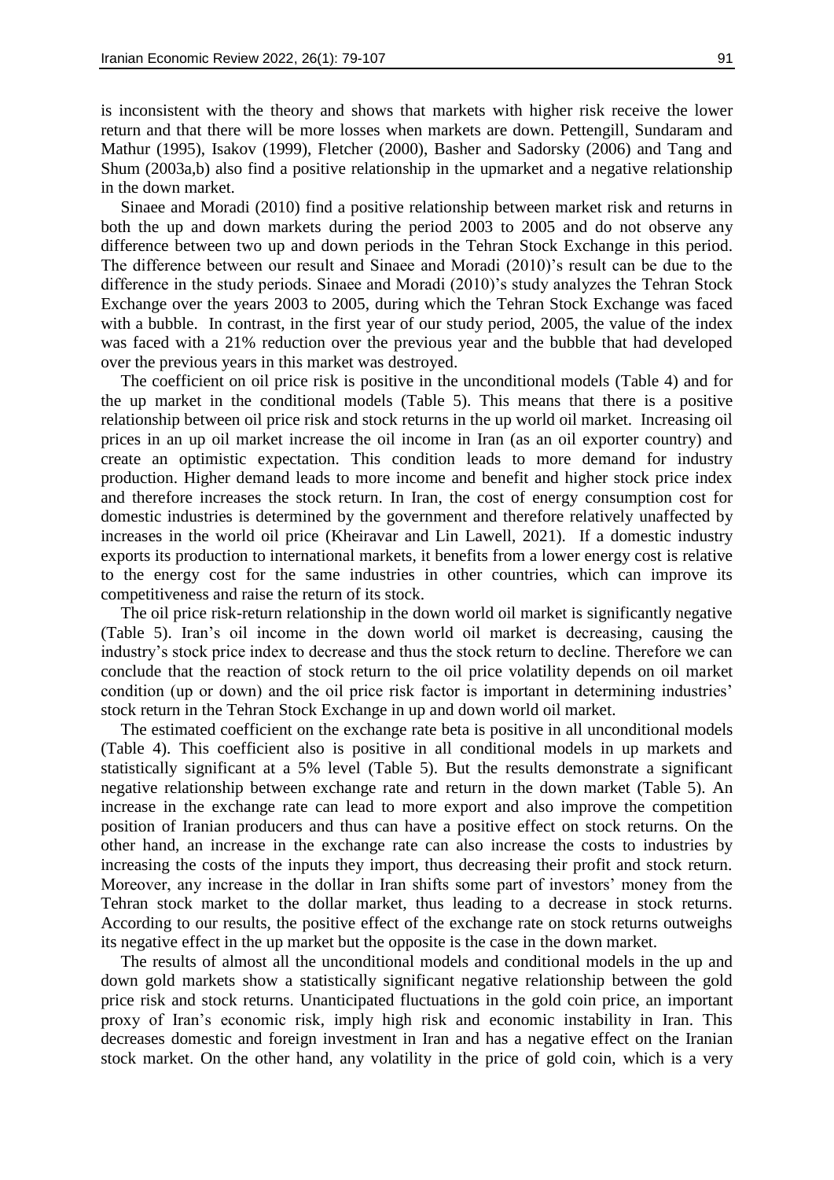is inconsistent with the theory and shows that markets with higher risk receive the lower return and that there will be more losses when markets are down. Pettengill, Sundaram and Mathur (1995), Isakov (1999), Fletcher (2000), Basher and Sadorsky (2006) and Tang and Shum (2003a,b) also find a positive relationship in the upmarket and a negative relationship in the down market.

Sinaee and Moradi (2010) find a positive relationship between market risk and returns in both the up and down markets during the period 2003 to 2005 and do not observe any difference between two up and down periods in the Tehran Stock Exchange in this period. The difference between our result and Sinaee and Moradi (2010)'s result can be due to the difference in the study periods. Sinaee and Moradi (2010)'s study analyzes the Tehran Stock Exchange over the years 2003 to 2005, during which the Tehran Stock Exchange was faced with a bubble. In contrast, in the first year of our study period, 2005, the value of the index was faced with a 21% reduction over the previous year and the bubble that had developed over the previous years in this market was destroyed.

The coefficient on oil price risk is positive in the unconditional models (Table 4) and for the up market in the conditional models (Table 5). This means that there is a positive relationship between oil price risk and stock returns in the up world oil market. Increasing oil prices in an up oil market increase the oil income in Iran (as an oil exporter country) and create an optimistic expectation. This condition leads to more demand for industry production. Higher demand leads to more income and benefit and higher stock price index and therefore increases the stock return. In Iran, the cost of energy consumption cost for domestic industries is determined by the government and therefore relatively unaffected by increases in the world oil price (Kheiravar and Lin Lawell, 2021). If a domestic industry exports its production to international markets, it benefits from a lower energy cost is relative to the energy cost for the same industries in other countries, which can improve its competitiveness and raise the return of its stock.

The oil price risk-return relationship in the down world oil market is significantly negative (Table 5). Iran's oil income in the down world oil market is decreasing, causing the industry's stock price index to decrease and thus the stock return to decline. Therefore we can conclude that the reaction of stock return to the oil price volatility depends on oil market condition (up or down) and the oil price risk factor is important in determining industries' stock return in the Tehran Stock Exchange in up and down world oil market.

The estimated coefficient on the exchange rate beta is positive in all unconditional models (Table 4). This coefficient also is positive in all conditional models in up markets and statistically significant at a 5% level (Table 5). But the results demonstrate a significant negative relationship between exchange rate and return in the down market (Table 5). An increase in the exchange rate can lead to more export and also improve the competition position of Iranian producers and thus can have a positive effect on stock returns. On the other hand, an increase in the exchange rate can also increase the costs to industries by increasing the costs of the inputs they import, thus decreasing their profit and stock return. Moreover, any increase in the dollar in Iran shifts some part of investors' money from the Tehran stock market to the dollar market, thus leading to a decrease in stock returns. According to our results, the positive effect of the exchange rate on stock returns outweighs its negative effect in the up market but the opposite is the case in the down market.

The results of almost all the unconditional models and conditional models in the up and down gold markets show a statistically significant negative relationship between the gold price risk and stock returns. Unanticipated fluctuations in the gold coin price, an important proxy of Iran's economic risk, imply high risk and economic instability in Iran. This decreases domestic and foreign investment in Iran and has a negative effect on the Iranian stock market. On the other hand, any volatility in the price of gold coin, which is a very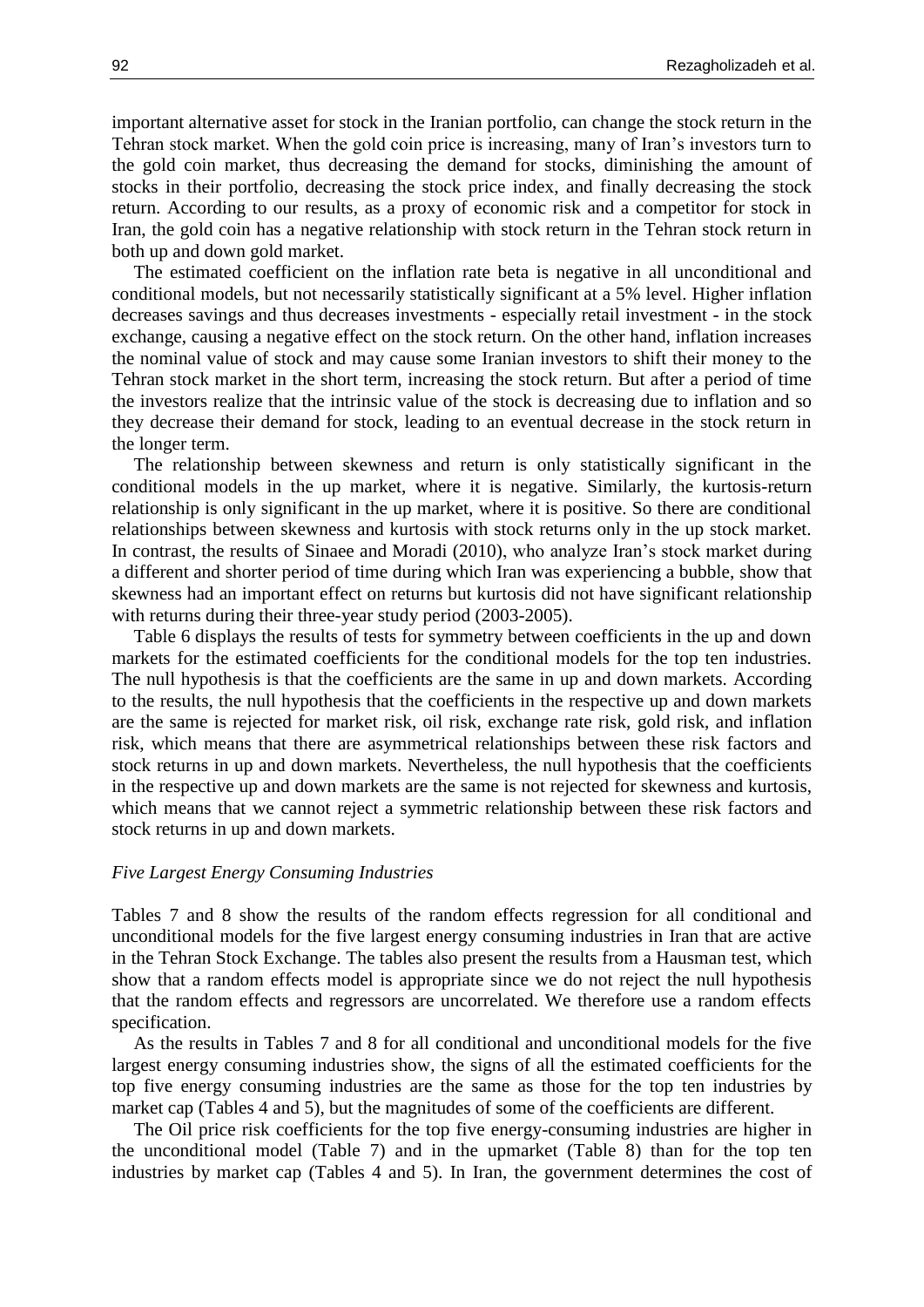important alternative asset for stock in the Iranian portfolio, can change the stock return in the Tehran stock market. When the gold coin price is increasing, many of Iran's investors turn to the gold coin market, thus decreasing the demand for stocks, diminishing the amount of stocks in their portfolio, decreasing the stock price index, and finally decreasing the stock return. According to our results, as a proxy of economic risk and a competitor for stock in Iran, the gold coin has a negative relationship with stock return in the Tehran stock return in both up and down gold market.

The estimated coefficient on the inflation rate beta is negative in all unconditional and conditional models, but not necessarily statistically significant at a 5% level. Higher inflation decreases savings and thus decreases investments - especially retail investment - in the stock exchange, causing a negative effect on the stock return. On the other hand, inflation increases the nominal value of stock and may cause some Iranian investors to shift their money to the Tehran stock market in the short term, increasing the stock return. But after a period of time the investors realize that the intrinsic value of the stock is decreasing due to inflation and so they decrease their demand for stock, leading to an eventual decrease in the stock return in the longer term.

The relationship between skewness and return is only statistically significant in the conditional models in the up market, where it is negative. Similarly, the kurtosis-return relationship is only significant in the up market, where it is positive. So there are conditional relationships between skewness and kurtosis with stock returns only in the up stock market. In contrast, the results of Sinaee and Moradi (2010), who analyze Iran's stock market during a different and shorter period of time during which Iran was experiencing a bubble, show that skewness had an important effect on returns but kurtosis did not have significant relationship with returns during their three-year study period (2003-2005).

Table 6 displays the results of tests for symmetry between coefficients in the up and down markets for the estimated coefficients for the conditional models for the top ten industries. The null hypothesis is that the coefficients are the same in up and down markets. According to the results, the null hypothesis that the coefficients in the respective up and down markets are the same is rejected for market risk, oil risk, exchange rate risk, gold risk, and inflation risk, which means that there are asymmetrical relationships between these risk factors and stock returns in up and down markets. Nevertheless, the null hypothesis that the coefficients in the respective up and down markets are the same is not rejected for skewness and kurtosis, which means that we cannot reject a symmetric relationship between these risk factors and stock returns in up and down markets.

*Five Largest Energy Consuming Industries*

Tables 7 and 8 show the results of the random effects regression for all conditional and unconditional models for the five largest energy consuming industries in Iran that are active in the Tehran Stock Exchange. The tables also present the results from a Hausman test, which show that a random effects model is appropriate since we do not reject the null hypothesis that the random effects and regressors are uncorrelated. We therefore use a random effects specification.

As the results in Tables 7 and 8 for all conditional and unconditional models for the five largest energy consuming industries show, the signs of all the estimated coefficients for the top five energy consuming industries are the same as those for the top ten industries by market cap (Tables 4 and 5), but the magnitudes of some of the coefficients are different.

The Oil price risk coefficients for the top five energy-consuming industries are higher in the unconditional model (Table 7) and in the upmarket (Table 8) than for the top ten industries by market cap (Tables 4 and 5). In Iran, the government determines the cost of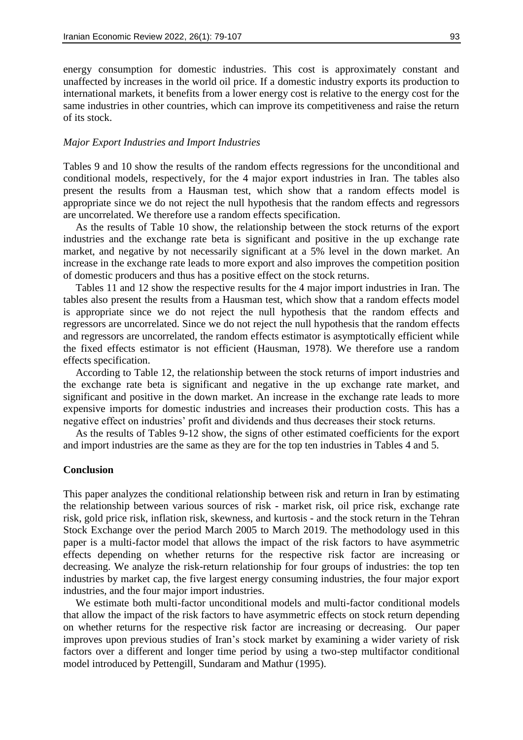energy consumption for domestic industries. This cost is approximately constant and unaffected by increases in the world oil price. If a domestic industry exports its production to international markets, it benefits from a lower energy cost is relative to the energy cost for the same industries in other countries, which can improve its competitiveness and raise the return of its stock.

*Major Export Industries and Import Industries*

Tables 9 and 10 show the results of the random effects regressions for the unconditional and conditional models, respectively, for the 4 major export industries in Iran. The tables also present the results from a Hausman test, which show that a random effects model is appropriate since we do not reject the null hypothesis that the random effects and regressors are uncorrelated. We therefore use a random effects specification.

As the results of Table 10 show, the relationship between the stock returns of the export industries and the exchange rate beta is significant and positive in the up exchange rate market, and negative by not necessarily significant at a 5% level in the down market. An increase in the exchange rate leads to more export and also improves the competition position of domestic producers and thus has a positive effect on the stock returns.

Tables 11 and 12 show the respective results for the 4 major import industries in Iran. The tables also present the results from a Hausman test, which show that a random effects model is appropriate since we do not reject the null hypothesis that the random effects and regressors are uncorrelated. Since we do not reject the null hypothesis that the random effects and regressors are uncorrelated, the random effects estimator is asymptotically efficient while the fixed effects estimator is not efficient (Hausman, 1978). We therefore use a random effects specification.

According to Table 12, the relationship between the stock returns of import industries and the exchange rate beta is significant and negative in the up exchange rate market, and significant and positive in the down market. An increase in the exchange rate leads to more expensive imports for domestic industries and increases their production costs. This has a negative effect on industries' profit and dividends and thus decreases their stock returns.

As the results of Tables 9-12 show, the signs of other estimated coefficients for the export and import industries are the same as they are for the top ten industries in Tables 4 and 5.

## Conclusion

This paper analyzes the conditional relationship between risk and return in Iran by estimating the relationship between various sources of risk - market risk, oil price risk, exchange rate risk, gold price risk, inflation risk, skewness, and kurtosis - and the stock return in the Tehran Stock Exchange over the period March 2005 to March 2019. The methodology used in this paper is a multi-factor model that allows the impact of the risk factors to have asymmetric effects depending on whether returns for the respective risk factor are increasing or decreasing. We analyze the risk-return relationship for four groups of industries: the top ten industries by market cap, the five largest energy consuming industries, the four major export industries, and the four major import industries.

We estimate both multi-factor unconditional models and multi-factor conditional models that allow the impact of the risk factors to have asymmetric effects on stock return depending on whether returns for the respective risk factor are increasing or decreasing. Our paper improves upon previous studies of Iran's stock market by examining a wider variety of risk factors over a different and longer time period by using a two-step multifactor conditional model introduced by Pettengill, Sundaram and Mathur (1995).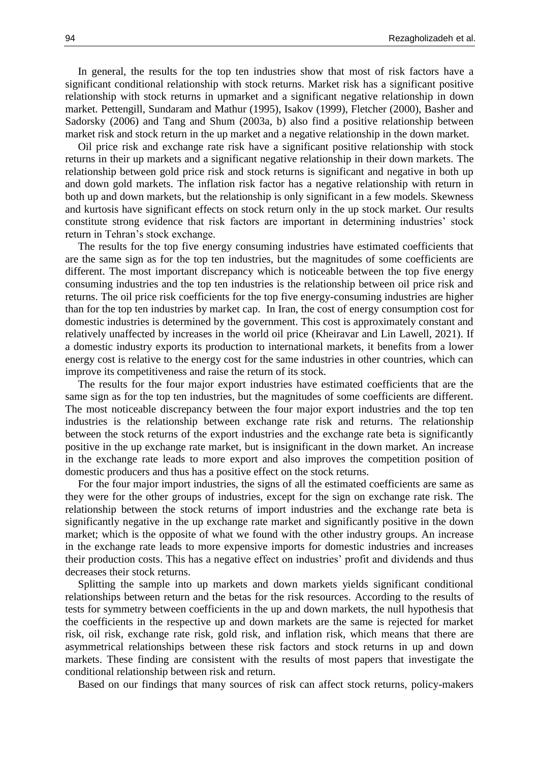In general, the results for the top ten industries show that most of risk factors have a significant conditional relationship with stock returns. Market risk has a significant positive relationship with stock returns in upmarket and a significant negative relationship in down market. Pettengill, Sundaram and Mathur (1995), Isakov (1999), Fletcher (2000), Basher and Sadorsky (2006) and Tang and Shum (2003a, b) also find a positive relationship between market risk and stock return in the up market and a negative relationship in the down market.

Oil price risk and exchange rate risk have a significant positive relationship with stock returns in their up markets and a significant negative relationship in their down markets. The relationship between gold price risk and stock returns is significant and negative in both up and down gold markets. The inflation risk factor has a negative relationship with return in both up and down markets, but the relationship is only significant in a few models. Skewness and kurtosis have significant effects on stock return only in the up stock market. Our results constitute strong evidence that risk factors are important in determining industries' stock return in Tehran's stock exchange.

The results for the top five energy consuming industries have estimated coefficients that are the same sign as for the top ten industries, but the magnitudes of some coefficients are different. The most important discrepancy which is noticeable between the top five energy consuming industries and the top ten industries is the relationship between oil price risk and returns. The oil price risk coefficients for the top five energy-consuming industries are higher than for the top ten industries by market cap. In Iran, the cost of energy consumption cost for domestic industries is determined by the government. This cost is approximately constant and relatively unaffected by increases in the world oil price (Kheiravar and Lin Lawell, 2021). If a domestic industry exports its production to international markets, it benefits from a lower energy cost is relative to the energy cost for the same industries in other countries, which can improve its competitiveness and raise the return of its stock.

The results for the four major export industries have estimated coefficients that are the same sign as for the top ten industries, but the magnitudes of some coefficients are different. The most noticeable discrepancy between the four major export industries and the top ten industries is the relationship between exchange rate risk and returns. The relationship between the stock returns of the export industries and the exchange rate beta is significantly positive in the up exchange rate market, but is insignificant in the down market. An increase in the exchange rate leads to more export and also improves the competition position of domestic producers and thus has a positive effect on the stock returns.

For the four major import industries, the signs of all the estimated coefficients are same as they were for the other groups of industries, except for the sign on exchange rate risk. The relationship between the stock returns of import industries and the exchange rate beta is significantly negative in the up exchange rate market and significantly positive in the down market; which is the opposite of what we found with the other industry groups. An increase in the exchange rate leads to more expensive imports for domestic industries and increases their production costs. This has a negative effect on industries' profit and dividends and thus decreases their stock returns.

Splitting the sample into up markets and down markets yields significant conditional relationships between return and the betas for the risk resources. According to the results of tests for symmetry between coefficients in the up and down markets, the null hypothesis that the coefficients in the respective up and down markets are the same is rejected for market risk, oil risk, exchange rate risk, gold risk, and inflation risk, which means that there are asymmetrical relationships between these risk factors and stock returns in up and down markets. These finding are consistent with the results of most papers that investigate the conditional relationship between risk and return.

Based on our findings that many sources of risk can affect stock returns, policy-makers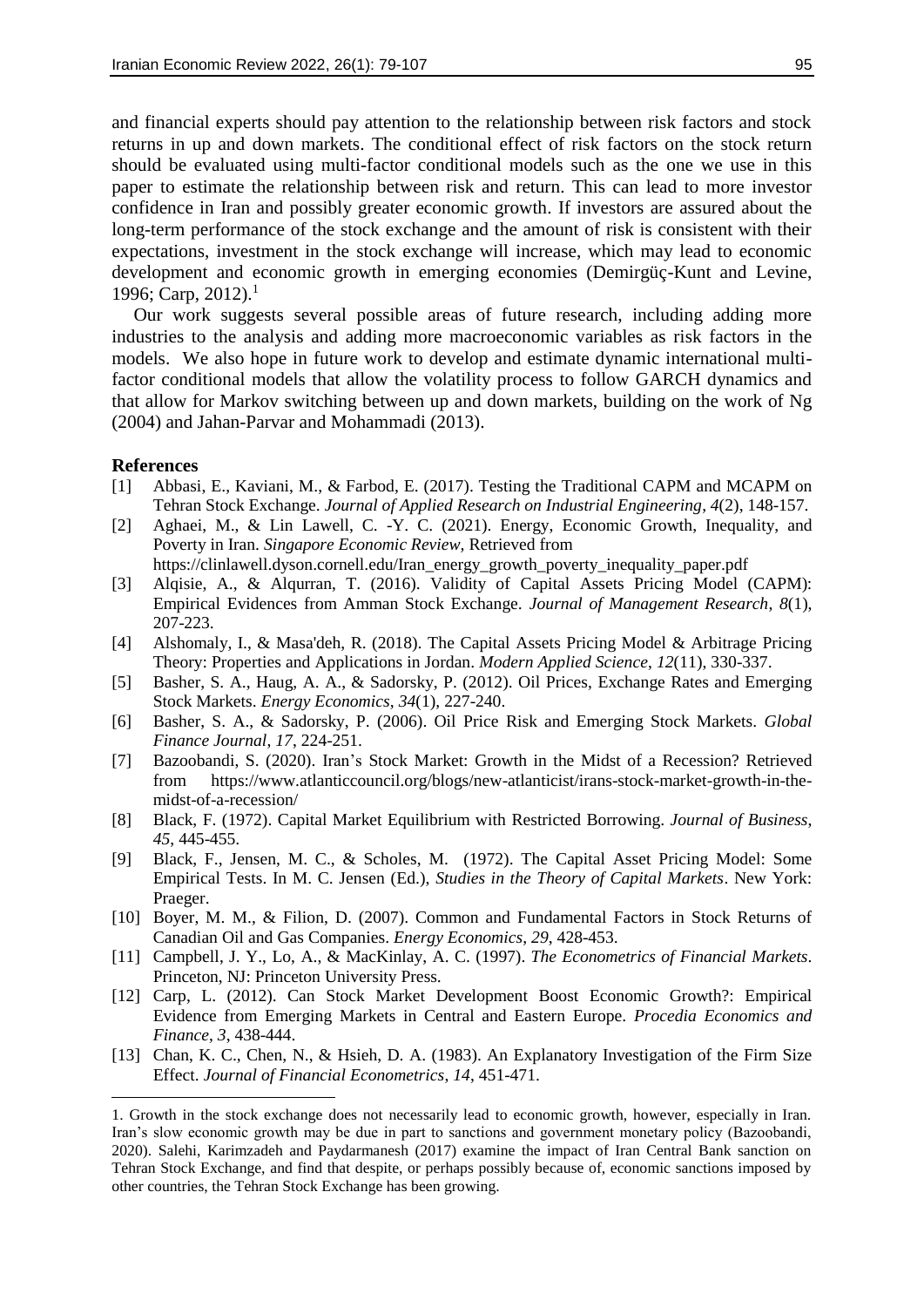and financial experts should pay attention to the relationship between risk factors and stock returns in up and down markets. The conditional effect of risk factors on the stock return should be evaluated using multi-factor conditional models such as the one we use in this paper to estimate the relationship between risk and return. This can lead to more investor confidence in Iran and possibly greater economic growth. If investors are assured about the long-term performance of the stock exchange and the amount of risk is consistent with their expectations, investment in the stock exchange will increase, which may lead to economic development and economic growth in emerging economies (Demirgüç-Kunt and Levine, 1996; Carp, 2012).[1]

Our work suggests several possible areas of future research, including adding more industries to the analysis and adding more macroeconomic variables as risk factors in the models. We also hope in future work to develop and estimate dynamic international multi-factor conditional models that allow the volatility process to follow GARCH dynamics and that allow for Markov switching between up and down markets, building on the work of Ng (2004) and Jahan-Parvar and Mohammadi (2013).

## References

[1] Abbasi, E., Kaviani, M., & Farbod, E. (2017). Testing the Traditional CAPM and MCAPM on Tehran Stock Exchange. *Journal of Applied Research on Industrial Engineering*, *4*(2), 148-157.

[2] Aghaei, M., & Lin Lawell, C. -Y. C. (2021). Energy, Economic Growth, Inequality, and Poverty in Iran. *Singapore Economic Review*, Retrieved from https://clinlawell.dyson.cornell.edu/Iran_energy_growth_poverty_inequality_paper.pdf

[3] Alqisie, A., & Alqurran, T. (2016). Validity of Capital Assets Pricing Model (CAPM): Empirical Evidences from Amman Stock Exchange. *Journal of Management Research*, *8*(1), 207-223.

[4] Alshomaly, I., & Masa'deh, R. (2018). The Capital Assets Pricing Model & Arbitrage Pricing Theory: Properties and Applications in Jordan. *Modern Applied Science*, *12*(11), 330-337.

[5] Basher, S. A., Haug, A. A., & Sadorsky, P. (2012). Oil Prices, Exchange Rates and Emerging Stock Markets. *Energy Economics*, *34*(1), 227-240.

[6] Basher, S. A., & Sadorsky, P. (2006). Oil Price Risk and Emerging Stock Markets. *Global Finance Journal*, *17*, 224-251.

[7] Bazoobandi, S. (2020). Iran's Stock Market: Growth in the Midst of a Recession? Retrieved from https://www.atlanticcouncil.org/blogs/new-atlanticist/irans-stock-market-growth-in-the-midst-of-a-recession/

[8] Black, F. (1972). Capital Market Equilibrium with Restricted Borrowing. *Journal of Business*, *45*, 445-455.

[9] Black, F., Jensen, M. C., & Scholes, M. (1972). The Capital Asset Pricing Model: Some Empirical Tests. In M. C. Jensen (Ed.), *Studies in the Theory of Capital Markets*. New York: Praeger.

[10] Boyer, M. M., & Filion, D. (2007). Common and Fundamental Factors in Stock Returns of Canadian Oil and Gas Companies. *Energy Economics*, *29*, 428-453.

[11] Campbell, J. Y., Lo, A., & MacKinlay, A. C. (1997). *The Econometrics of Financial Markets*. Princeton, NJ: Princeton University Press.

[12] Carp, L. (2012). Can Stock Market Development Boost Economic Growth?: Empirical Evidence from Emerging Markets in Central and Eastern Europe. *Procedia Economics and Finance*, *3*, 438-444.

[13] Chan, K. C., Chen, N., & Hsieh, D. A. (1983). An Explanatory Investigation of the Firm Size Effect. *Journal of Financial Econometrics*, *14*, 451-471.

---

1. Growth in the stock exchange does not necessarily lead to economic growth, however, especially in Iran. Iran's slow economic growth may be due in part to sanctions and government monetary policy (Bazoobandi, 2020). Salehi, Karimzadeh and Paydarmanesh (2017) examine the impact of Iran Central Bank sanction on Tehran Stock Exchange, and find that despite, or perhaps possibly because of, economic sanctions imposed by other countries, the Tehran Stock Exchange has been growing.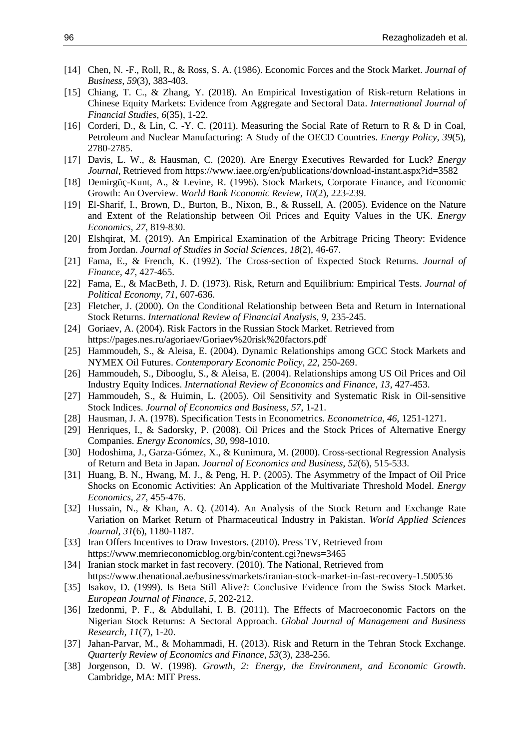[14] Chen, N. -F., Roll, R., & Ross, S. A. (1986). Economic Forces and the Stock Market. *Journal of Business*, *59*(3), 383-403.

[15] Chiang, T. C., & Zhang, Y. (2018). An Empirical Investigation of Risk-return Relations in Chinese Equity Markets: Evidence from Aggregate and Sectoral Data. *International Journal of Financial Studies*, *6*(35), 1-22.

[16] Corderi, D., & Lin, C. -Y. C. (2011). Measuring the Social Rate of Return to R & D in Coal, Petroleum and Nuclear Manufacturing: A Study of the OECD Countries. *Energy Policy*, *39*(5), 2780-2785.

[17] Davis, L. W., & Hausman, C. (2020). Are Energy Executives Rewarded for Luck? *Energy Journal*, Retrieved from https://www.iaee.org/en/publications/download-instant.aspx?id=3582

[18] Demirgüç-Kunt, A., & Levine, R. (1996). Stock Markets, Corporate Finance, and Economic Growth: An Overview. *World Bank Economic Review*, *10*(2), 223-239.

[19] El-Sharif, I., Brown, D., Burton, B., Nixon, B., & Russell, A. (2005). Evidence on the Nature and Extent of the Relationship between Oil Prices and Equity Values in the UK. *Energy Economics*, *27*, 819-830.

[20] Elshqirat, M. (2019). An Empirical Examination of the Arbitrage Pricing Theory: Evidence from Jordan. *Journal of Studies in Social Sciences*, *18*(2), 46-67.

[21] Fama, E., & French, K. (1992). The Cross-section of Expected Stock Returns. *Journal of Finance*, *47*, 427-465.

[22] Fama, E., & MacBeth, J. D. (1973). Risk, Return and Equilibrium: Empirical Tests. *Journal of Political Economy*, *71*, 607-636.

[23] Fletcher, J. (2000). On the Conditional Relationship between Beta and Return in International Stock Returns. *International Review of Financial Analysis*, *9*, 235-245.

[24] Goriaev, A. (2004). Risk Factors in the Russian Stock Market. Retrieved from https://pages.nes.ru/agoriaev/Goriaev%20risk%20factors.pdf

[25] Hammoudeh, S., & Aleisa, E. (2004). Dynamic Relationships among GCC Stock Markets and NYMEX Oil Futures. *Contemporary Economic Policy*, *22*, 250-269.

[26] Hammoudeh, S., Dibooglu, S., & Aleisa, E. (2004). Relationships among US Oil Prices and Oil Industry Equity Indices. *International Review of Economics and Finance*, *13*, 427-453.

[27] Hammoudeh, S., & Huimin, L. (2005). Oil Sensitivity and Systematic Risk in Oil-sensitive Stock Indices. *Journal of Economics and Business*, *57*, 1-21.

[28] Hausman, J. A. (1978). Specification Tests in Econometrics. *Econometrica*, *46*, 1251-1271.

[29] Henriques, I., & Sadorsky, P. (2008). Oil Prices and the Stock Prices of Alternative Energy Companies. *Energy Economics*, *30*, 998-1010.

[30] Hodoshima, J., Garza-Gómez, X., & Kunimura, M. (2000). Cross-sectional Regression Analysis of Return and Beta in Japan. *Journal of Economics and Business*, *52*(6), 515-533.

[31] Huang, B. N., Hwang, M. J., & Peng, H. P. (2005). The Asymmetry of the Impact of Oil Price Shocks on Economic Activities: An Application of the Multivariate Threshold Model. *Energy Economics*, *27*, 455-476.

[32] Hussain, N., & Khan, A. Q. (2014). An Analysis of the Stock Return and Exchange Rate Variation on Market Return of Pharmaceutical Industry in Pakistan. *World Applied Sciences Journal*, *31*(6), 1180-1187.

[33] Iran Offers Incentives to Draw Investors. (2010). Press TV, Retrieved from https://www.memrieconomicblog.org/bin/content.cgi?news=3465

[34] Iranian stock market in fast recovery. (2010). The National, Retrieved from https://www.thenational.ae/business/markets/iranian-stock-market-in-fast-recovery-1.500536

[35] Isakov, D. (1999). Is Beta Still Alive?: Conclusive Evidence from the Swiss Stock Market. *European Journal of Finance*, *5*, 202-212.

[36] Izedonmi, P. F., & Abdullahi, I. B. (2011). The Effects of Macroeconomic Factors on the Nigerian Stock Returns: A Sectoral Approach. *Global Journal of Management and Business Research*, *11*(7), 1-20.

[37] Jahan-Parvar, M., & Mohammadi, H. (2013). Risk and Return in the Tehran Stock Exchange. *Quarterly Review of Economics and Finance*, *53*(3), 238-256.

[38] Jorgenson, D. W. (1998). *Growth, 2: Energy, the Environment, and Economic Growth*. Cambridge, MA: MIT Press.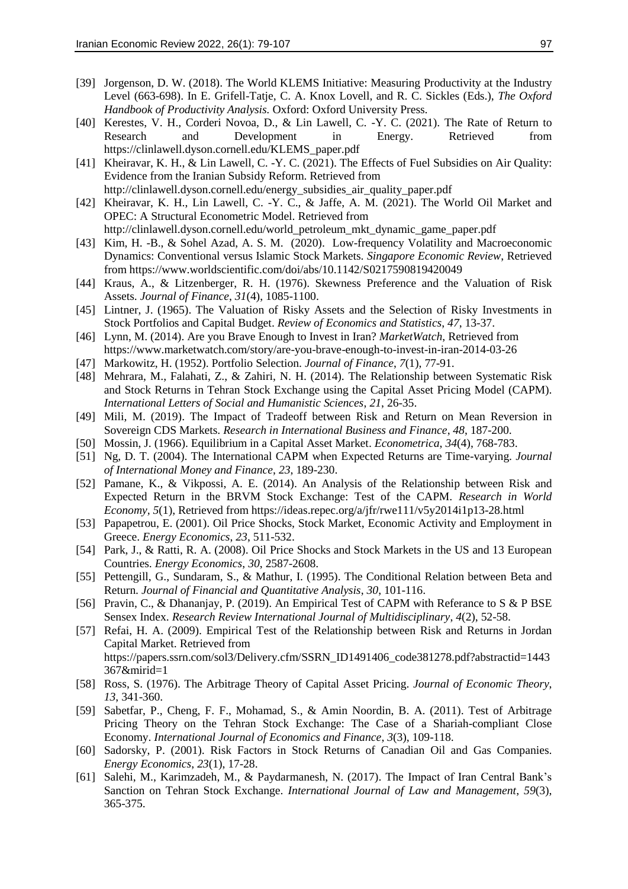[39] Jorgenson, D. W. (2018). The World KLEMS Initiative: Measuring Productivity at the Industry Level (663-698). In E. Grifell-Tatje, C. A. Knox Lovell, and R. C. Sickles (Eds.), *The Oxford Handbook of Productivity Analysis.* Oxford: Oxford University Press.

[40] Kerestes, V. H., Corderi Novoa, D., & Lin Lawell, C. -Y. C. (2021). The Rate of Return to Research and Development in Energy. Retrieved from https://clinlawell.dyson.cornell.edu/KLEMS_paper.pdf

[41] Kheiravar, K. H., & Lin Lawell, C. -Y. C. (2021). The Effects of Fuel Subsidies on Air Quality: Evidence from the Iranian Subsidy Reform. Retrieved from http://clinlawell.dyson.cornell.edu/energy_subsidies_air_quality_paper.pdf

[42] Kheiravar, K. H., Lin Lawell, C. -Y. C., & Jaffe, A. M. (2021). The World Oil Market and OPEC: A Structural Econometric Model. Retrieved from http://clinlawell.dyson.cornell.edu/world_petroleum_mkt_dynamic_game_paper.pdf

[43] Kim, H. -B., & Sohel Azad, A. S. M. (2020). Low-frequency Volatility and Macroeconomic Dynamics: Conventional versus Islamic Stock Markets. *Singapore Economic Review*, Retrieved from https://www.worldscientific.com/doi/abs/10.1142/S0217590819420049

[44] Kraus, A., & Litzenberger, R. H. (1976). Skewness Preference and the Valuation of Risk Assets. *Journal of Finance*, *31*(4), 1085-1100.

[45] Lintner, J. (1965). The Valuation of Risky Assets and the Selection of Risky Investments in Stock Portfolios and Capital Budget. *Review of Economics and Statistics*, *47*, 13-37.

[46] Lynn, M. (2014). Are you Brave Enough to Invest in Iran? *MarketWatch*, Retrieved from https://www.marketwatch.com/story/are-you-brave-enough-to-invest-in-iran-2014-03-26

[47] Markowitz, H. (1952). Portfolio Selection. *Journal of Finance*, *7*(1), 77-91.

[48] Mehrara, M., Falahati, Z., & Zahiri, N. H. (2014). The Relationship between Systematic Risk and Stock Returns in Tehran Stock Exchange using the Capital Asset Pricing Model (CAPM). *International Letters of Social and Humanistic Sciences*, *21*, 26-35.

[49] Mili, M. (2019). The Impact of Tradeoff between Risk and Return on Mean Reversion in Sovereign CDS Markets. *Research in International Business and Finance*, *48*, 187-200.

[50] Mossin, J. (1966). Equilibrium in a Capital Asset Market. *Econometrica*, *34*(4), 768-783.

[51] Ng, D. T. (2004). The International CAPM when Expected Returns are Time-varying. *Journal of International Money and Finance*, *23*, 189-230.

[52] Pamane, K., & Vikpossi, A. E. (2014). An Analysis of the Relationship between Risk and Expected Return in the BRVM Stock Exchange: Test of the CAPM. *Research in World Economy*, *5*(1), Retrieved from https://ideas.repec.org/a/jfr/rwe111/v5y2014i1p13-28.html

[53] Papapetrou, E. (2001). Oil Price Shocks, Stock Market, Economic Activity and Employment in Greece. *Energy Economics*, *23*, 511-532.

[54] Park, J., & Ratti, R. A. (2008). Oil Price Shocks and Stock Markets in the US and 13 European Countries. *Energy Economics*, *30*, 2587-2608.

[55] Pettengill, G., Sundaram, S., & Mathur, I. (1995). The Conditional Relation between Beta and Return. *Journal of Financial and Quantitative Analysis*, *30*, 101-116.

[56] Pravin, C., & Dhananjay, P. (2019). An Empirical Test of CAPM with Referance to S & P BSE Sensex Index. *Research Review International Journal of Multidisciplinary*, *4*(2), 52-58.

[57] Refai, H. A. (2009). Empirical Test of the Relationship between Risk and Returns in Jordan Capital Market. Retrieved from https://papers.ssrn.com/sol3/Delivery.cfm/SSRN_ID1491406_code381278.pdf?abstractid=1443367&mirid=1

[58] Ross, S. (1976). The Arbitrage Theory of Capital Asset Pricing. *Journal of Economic Theory*, *13*, 341-360.

[59] Sabetfar, P., Cheng, F. F., Mohamad, S., & Amin Noordin, B. A. (2011). Test of Arbitrage Pricing Theory on the Tehran Stock Exchange: The Case of a Shariah-compliant Close Economy. *International Journal of Economics and Finance*, *3*(3), 109-118.

[60] Sadorsky, P. (2001). Risk Factors in Stock Returns of Canadian Oil and Gas Companies. *Energy Economics*, *23*(1), 17-28.

[61] Salehi, M., Karimzadeh, M., & Paydarmanesh, N. (2017). The Impact of Iran Central Bank's Sanction on Tehran Stock Exchange. *International Journal of Law and Management*, *59*(3), 365-375.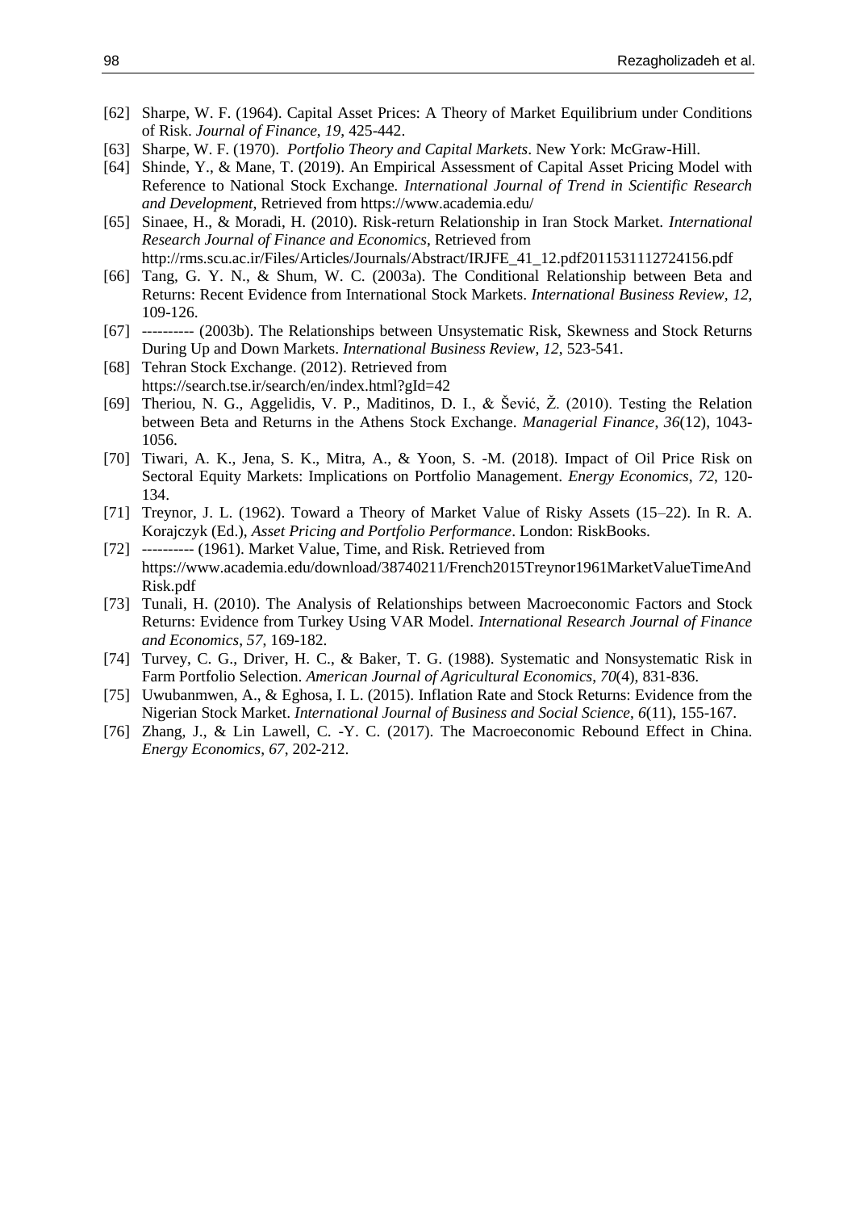[62] Sharpe, W. F. (1964). Capital Asset Prices: A Theory of Market Equilibrium under Conditions of Risk. *Journal of Finance*, *19*, 425-442.

[63] Sharpe, W. F. (1970). *Portfolio Theory and Capital Markets*. New York: McGraw-Hill.

[64] Shinde, Y., & Mane, T. (2019). An Empirical Assessment of Capital Asset Pricing Model with Reference to National Stock Exchange. *International Journal of Trend in Scientific Research and Development*, Retrieved from https://www.academia.edu/

[65] Sinaee, H., & Moradi, H. (2010). Risk-return Relationship in Iran Stock Market. *International Research Journal of Finance and Economics*, Retrieved from http://rms.scu.ac.ir/Files/Articles/Journals/Abstract/IRJFE_41_12.pdf2011531112724156.pdf

[66] Tang, G. Y. N., & Shum, W. C. (2003a). The Conditional Relationship between Beta and Returns: Recent Evidence from International Stock Markets. *International Business Review*, *12*, 109-126.

[67] ---------- (2003b). The Relationships between Unsystematic Risk, Skewness and Stock Returns During Up and Down Markets. *International Business Review*, *12*, 523-541.

[68] Tehran Stock Exchange. (2012). Retrieved from https://search.tse.ir/search/en/index.html?gId=42

[69] Theriou, N. G., Aggelidis, V. P., Maditinos, D. I., & Šević, Ž. (2010). Testing the Relation between Beta and Returns in the Athens Stock Exchange. *Managerial Finance*, *36*(12), 1043-1056.

[70] Tiwari, A. K., Jena, S. K., Mitra, A., & Yoon, S. -M. (2018). Impact of Oil Price Risk on Sectoral Equity Markets: Implications on Portfolio Management. *Energy Economics*, *72*, 120-134.

[71] Treynor, J. L. (1962). Toward a Theory of Market Value of Risky Assets (15–22). In R. A. Korajczyk (Ed.), *Asset Pricing and Portfolio Performance*. London: RiskBooks.

[72] ---------- (1961). Market Value, Time, and Risk. Retrieved from https://www.academia.edu/download/38740211/French2015Treynor1961MarketValueTimeAndRisk.pdf

[73] Tunali, H. (2010). The Analysis of Relationships between Macroeconomic Factors and Stock Returns: Evidence from Turkey Using VAR Model. *International Research Journal of Finance and Economics*, *57*, 169-182.

[74] Turvey, C. G., Driver, H. C., & Baker, T. G. (1988). Systematic and Nonsystematic Risk in Farm Portfolio Selection. *American Journal of Agricultural Economics*, *70*(4), 831-836.

[75] Uwubanmwen, A., & Eghosa, I. L. (2015). Inflation Rate and Stock Returns: Evidence from the Nigerian Stock Market. *International Journal of Business and Social Science*, *6*(11), 155-167.

[76] Zhang, J., & Lin Lawell, C. -Y. C. (2017). The Macroeconomic Rebound Effect in China. *Energy Economics*, *67*, 202-212.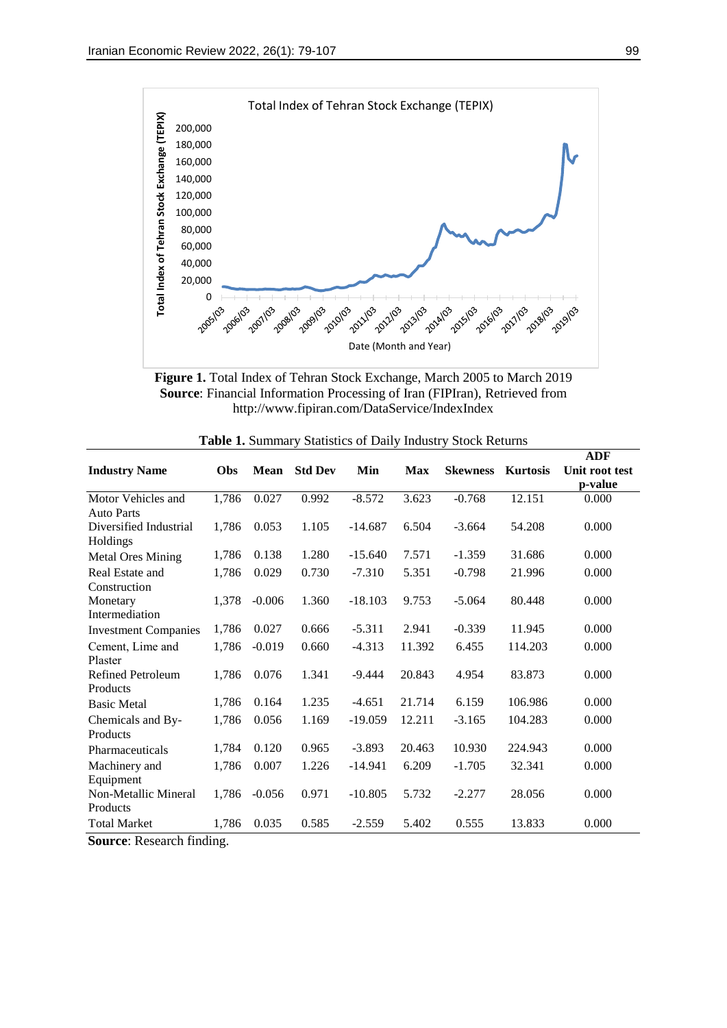**Figure 1.** Total Index of Tehran Stock Exchange, March 2005 to March 2019
**Source**: Financial Information Processing of Iran (FIPIran), Retrieved from http://www.fipiran.com/DataService/IndexIndex

**Table 1.** Summary Statistics of Daily Industry Stock Returns

| Industry Name | Obs | Mean | Std Dev | Min | Max | Skewness | Kurtosis | ADF Unit root test p-value |
|---|---|---|---|---|---|---|---|---|
| Motor Vehicles and Auto Parts | 1,786 | 0.027 | 0.992 | -8.572 | 3.623 | -0.768 | 12.151 | 0.000 |
| Diversified Industrial Holdings | 1,786 | 0.053 | 1.105 | -14.687 | 6.504 | -3.664 | 54.208 | 0.000 |
| Metal Ores Mining | 1,786 | 0.138 | 1.280 | -15.640 | 7.571 | -1.359 | 31.686 | 0.000 |
| Real Estate and Construction | 1,786 | 0.029 | 0.730 | -7.310 | 5.351 | -0.798 | 21.996 | 0.000 |
| Monetary Intermediation | 1,378 | -0.006 | 1.360 | -18.103 | 9.753 | -5.064 | 80.448 | 0.000 |
| Investment Companies | 1,786 | 0.027 | 0.666 | -5.311 | 2.941 | -0.339 | 11.945 | 0.000 |
| Cement, Lime and Plaster | 1,786 | -0.019 | 0.660 | -4.313 | 11.392 | 6.455 | 114.203 | 0.000 |
| Refined Petroleum Products | 1,786 | 0.076 | 1.341 | -9.444 | 20.843 | 4.954 | 83.873 | 0.000 |
| Basic Metal | 1,786 | 0.164 | 1.235 | -4.651 | 21.714 | 6.159 | 106.986 | 0.000 |
| Chemicals and By-Products | 1,786 | 0.056 | 1.169 | -19.059 | 12.211 | -3.165 | 104.283 | 0.000 |
| Pharmaceuticals | 1,784 | 0.120 | 0.965 | -3.893 | 20.463 | 10.930 | 224.943 | 0.000 |
| Machinery and Equipment | 1,786 | 0.007 | 1.226 | -14.941 | 6.209 | -1.705 | 32.341 | 0.000 |
| Non-Metallic Mineral Products | 1,786 | -0.056 | 0.971 | -10.805 | 5.732 | -2.277 | 28.056 | 0.000 |
| Total Market | 1,786 | 0.035 | 0.585 | -2.559 | 5.402 | 0.555 | 13.833 | 0.000 |

**Source**: Research finding.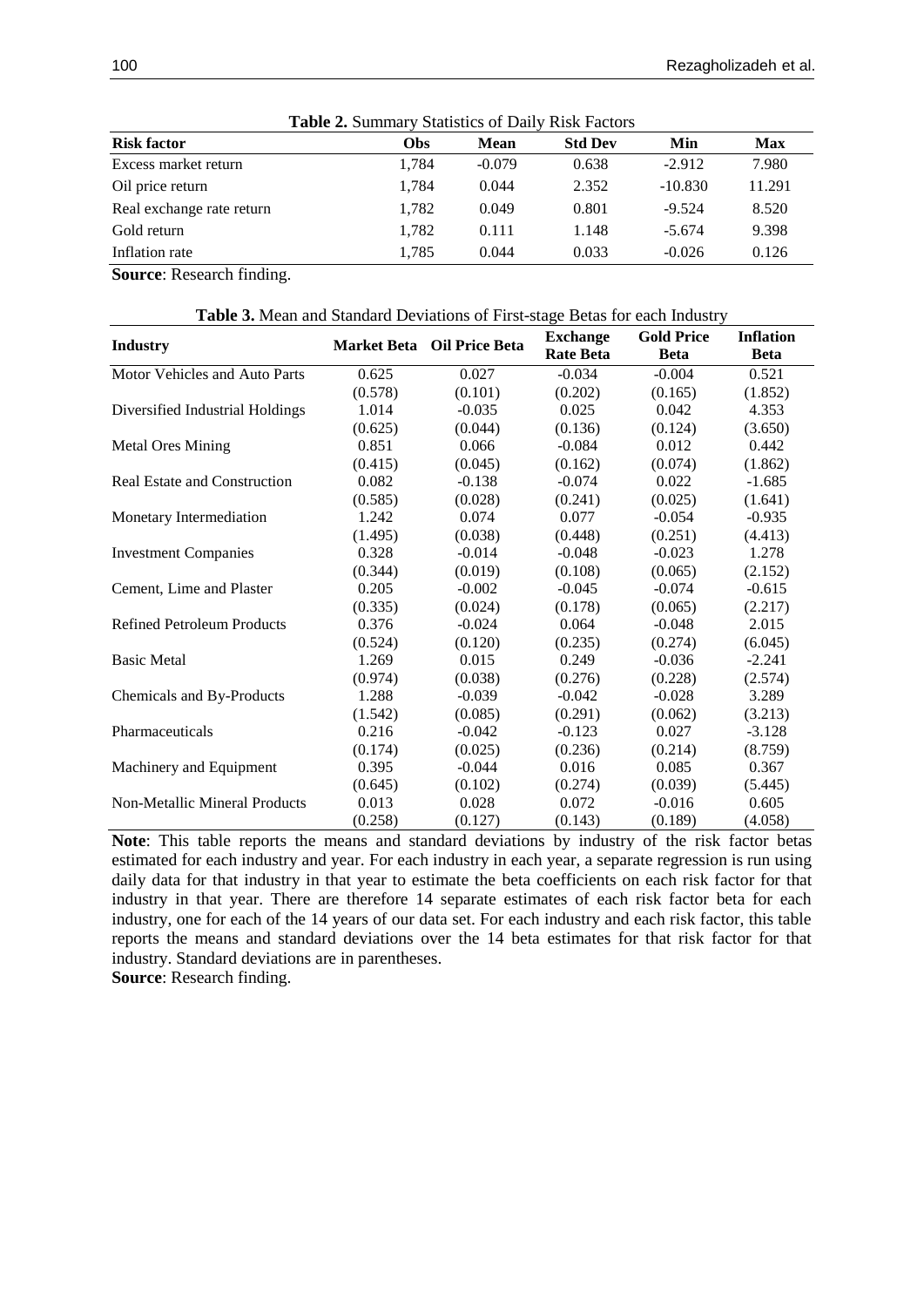**Table 2.** Summary Statistics of Daily Risk Factors

| Risk factor | Obs | Mean | Std Dev | Min | Max |
|---|---|---|---|---|---|
| Excess market return | 1,784 | -0.079 | 0.638 | -2.912 | 7.980 |
| Oil price return | 1,784 | 0.044 | 2.352 | -10.830 | 11.291 |
| Real exchange rate return | 1,782 | 0.049 | 0.801 | -9.524 | 8.520 |
| Gold return | 1,782 | 0.111 | 1.148 | -5.674 | 9.398 |
| Inflation rate | 1,785 | 0.044 | 0.033 | -0.026 | 0.126 |

**Source**: Research finding.

**Table 3.** Mean and Standard Deviations of First-stage Betas for each Industry

| Industry | Market Beta | Oil Price Beta | Exchange Rate Beta | Gold Price Beta | Inflation Beta |
|---|---|---|---|---|---|
| Motor Vehicles and Auto Parts | 0.625 | 0.027 | -0.034 | -0.004 | 0.521 |
| | (0.578) | (0.101) | (0.202) | (0.165) | (1.852) |
| Diversified Industrial Holdings | 1.014 | -0.035 | 0.025 | 0.042 | 4.353 |
| | (0.625) | (0.044) | (0.136) | (0.124) | (3.650) |
| Metal Ores Mining | 0.851 | 0.066 | -0.084 | 0.012 | 0.442 |
| | (0.415) | (0.045) | (0.162) | (0.074) | (1.862) |
| Real Estate and Construction | 0.082 | -0.138 | -0.074 | 0.022 | -1.685 |
| | (0.585) | (0.028) | (0.241) | (0.025) | (1.641) |
| Monetary Intermediation | 1.242 | 0.074 | 0.077 | -0.054 | -0.935 |
| | (1.495) | (0.038) | (0.448) | (0.251) | (4.413) |
| Investment Companies | 0.328 | -0.014 | -0.048 | -0.023 | 1.278 |
| | (0.344) | (0.019) | (0.108) | (0.065) | (2.152) |
| Cement, Lime and Plaster | 0.205 | -0.002 | -0.045 | -0.074 | -0.615 |
| | (0.335) | (0.024) | (0.178) | (0.065) | (2.217) |
| Refined Petroleum Products | 0.376 | -0.024 | 0.064 | -0.048 | 2.015 |
| | (0.524) | (0.120) | (0.235) | (0.274) | (6.045) |
| Basic Metal | 1.269 | 0.015 | 0.249 | -0.036 | -2.241 |
| | (0.974) | (0.038) | (0.276) | (0.228) | (2.574) |
| Chemicals and By-Products | 1.288 | -0.039 | -0.042 | -0.028 | 3.289 |
| | (1.542) | (0.085) | (0.291) | (0.062) | (3.213) |
| Pharmaceuticals | 0.216 | -0.042 | -0.123 | 0.027 | -3.128 |
| | (0.174) | (0.025) | (0.236) | (0.214) | (8.759) |
| Machinery and Equipment | 0.395 | -0.044 | 0.016 | 0.085 | 0.367 |
| | (0.645) | (0.102) | (0.274) | (0.039) | (5.445) |
| Non-Metallic Mineral Products | 0.013 | 0.028 | 0.072 | -0.016 | 0.605 |
| | (0.258) | (0.127) | (0.143) | (0.189) | (4.058) |

**Note**: This table reports the means and standard deviations by industry of the risk factor betas estimated for each industry and year. For each industry in each year, a separate regression is run using daily data for that industry in that year to estimate the beta coefficients on each risk factor for that industry in that year. There are therefore 14 separate estimates of each risk factor beta for each industry, one for each of the 14 years of our data set. For each industry and each risk factor, this table reports the means and standard deviations over the 14 beta estimates for that risk factor for that industry. Standard deviations are in parentheses.

**Source**: Research finding.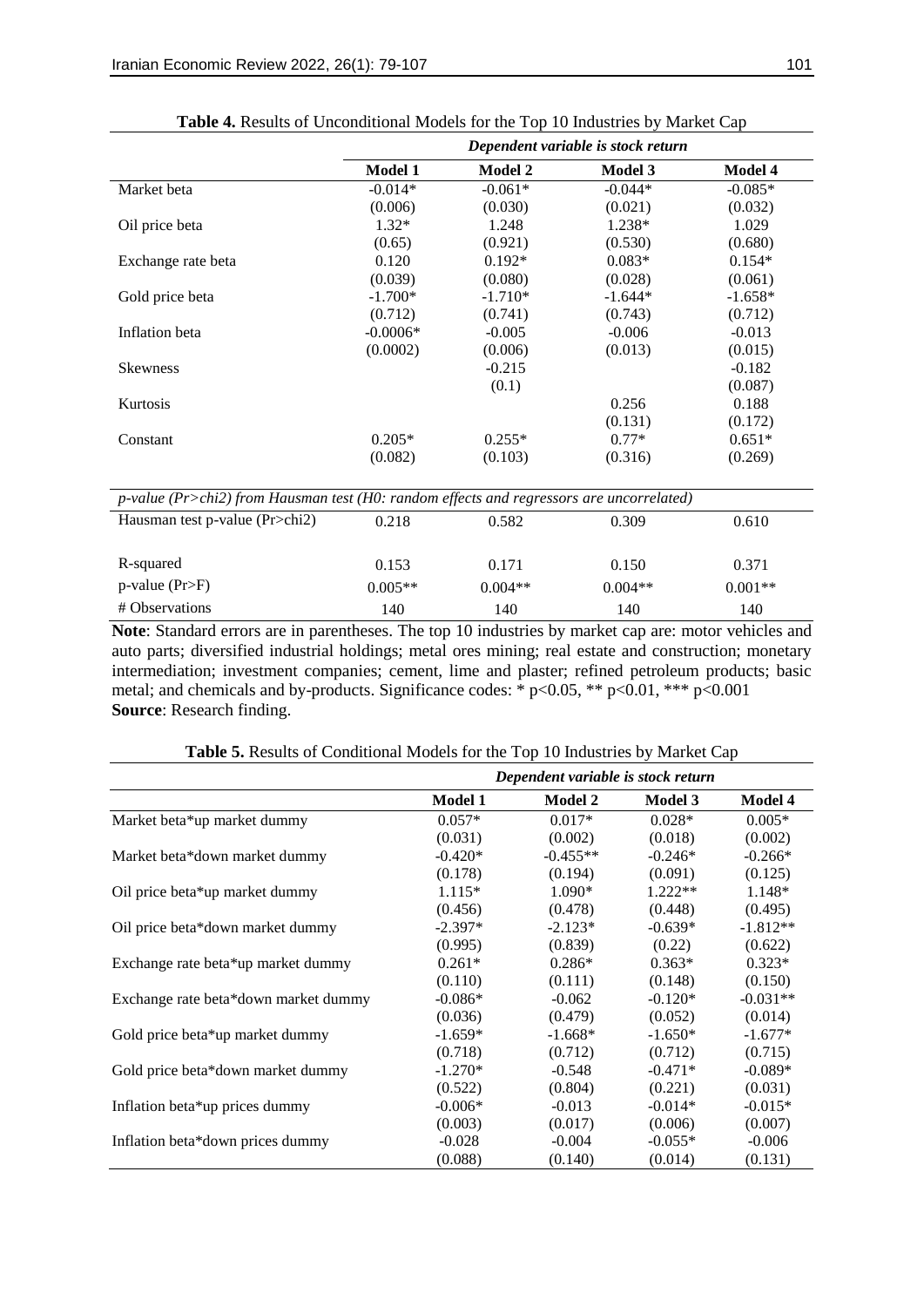**Table 4.** Results of Unconditional Models for the Top 10 Industries by Market Cap

| | *Dependent variable is stock return* | | | |
|---|---|---|---|---|
| | **Model 1** | **Model 2** | **Model 3** | **Model 4** |
| Market beta | -0.014* | -0.061* | -0.044* | -0.085* |
| | (0.006) | (0.030) | (0.021) | (0.032) |
| Oil price beta | 1.32* | 1.248 | 1.238* | 1.029 |
| | (0.65) | (0.921) | (0.530) | (0.680) |
| Exchange rate beta | 0.120 | 0.192* | 0.083* | 0.154* |
| | (0.039) | (0.080) | (0.028) | (0.061) |
| Gold price beta | -1.700* | -1.710* | -1.644* | -1.658* |
| | (0.712) | (0.741) | (0.743) | (0.712) |
| Inflation beta | -0.0006* | -0.005 | -0.006 | -0.013 |
| | (0.0002) | (0.006) | (0.013) | (0.015) |
| Skewness | | -0.215 | | -0.182 |
| | | (0.1) | | (0.087) |
| Kurtosis | | | 0.256 | 0.188 |
| | | | (0.131) | (0.172) |
| Constant | 0.205* | 0.255* | 0.77* | 0.651* |
| | (0.082) | (0.103) | (0.316) | (0.269) |
| *p-value (Pr>chi2) from Hausman test (H0: random effects and regressors are uncorrelated)* | | | | |
| Hausman test p-value (Pr>chi2) | 0.218 | 0.582 | 0.309 | 0.610 |
| R-squared | 0.153 | 0.171 | 0.150 | 0.371 |
| p-value (Pr>F) | 0.005** | 0.004** | 0.004** | 0.001** |
| # Observations | 140 | 140 | 140 | 140 |

**Note**: Standard errors are in parentheses. The top 10 industries by market cap are: motor vehicles and auto parts; diversified industrial holdings; metal ores mining; real estate and construction; monetary intermediation; investment companies; cement, lime and plaster; refined petroleum products; basic metal; and chemicals and by-products. Significance codes: * p<0.05, ** p<0.01, *** p<0.001
**Source**: Research finding.

**Table 5.** Results of Conditional Models for the Top 10 Industries by Market Cap

| | *Dependent variable is stock return* | | | |
|---|---|---|---|---|
| | **Model 1** | **Model 2** | **Model 3** | **Model 4** |
| Market beta*up market dummy | 0.057* | 0.017* | 0.028* | 0.005* |
| | (0.031) | (0.002) | (0.018) | (0.002) |
| Market beta*down market dummy | -0.420* | -0.455** | -0.246* | -0.266* |
| | (0.178) | (0.194) | (0.091) | (0.125) |
| Oil price beta*up market dummy | 1.115* | 1.090* | 1.222** | 1.148* |
| | (0.456) | (0.478) | (0.448) | (0.495) |
| Oil price beta*down market dummy | -2.397* | -2.123* | -0.639* | -1.812** |
| | (0.995) | (0.839) | (0.22) | (0.622) |
| Exchange rate beta*up market dummy | 0.261* | 0.286* | 0.363* | 0.323* |
| | (0.110) | (0.111) | (0.148) | (0.150) |
| Exchange rate beta*down market dummy | -0.086* | -0.062 | -0.120* | -0.031** |
| | (0.036) | (0.479) | (0.052) | (0.014) |
| Gold price beta*up market dummy | -1.659* | -1.668* | -1.650* | -1.677* |
| | (0.718) | (0.712) | (0.712) | (0.715) |
| Gold price beta*down market dummy | -1.270* | -0.548 | -0.471* | -0.089* |
| | (0.522) | (0.804) | (0.221) | (0.031) |
| Inflation beta*up prices dummy | -0.006* | -0.013 | -0.014* | -0.015* |
| | (0.003) | (0.017) | (0.006) | (0.007) |
| Inflation beta*down prices dummy | -0.028 | -0.004 | -0.055* | -0.006 |
| | (0.088) | (0.140) | (0.014) | (0.131) |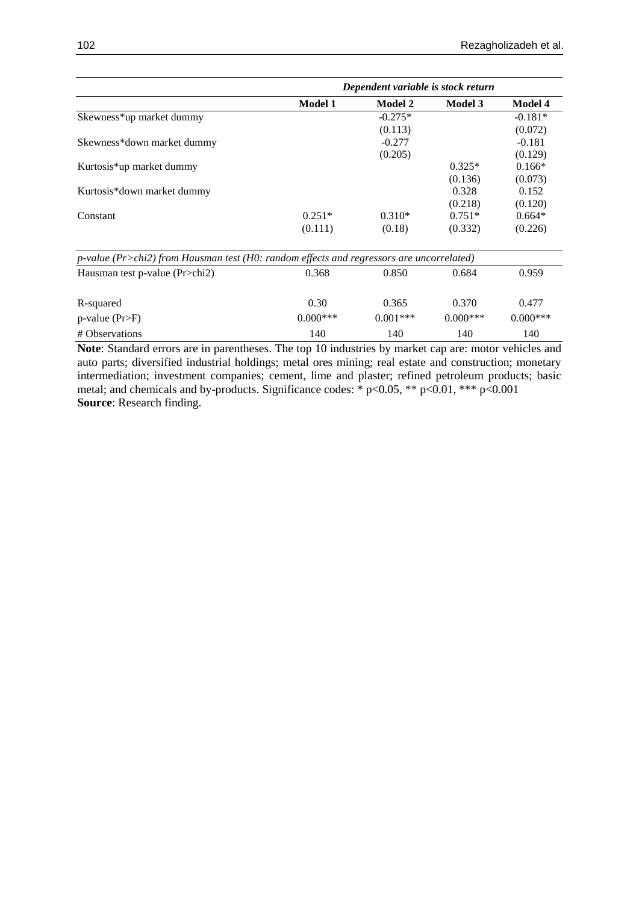| | *Dependent variable is stock return* | | | |
|---|---|---|---|---|
| | **Model 1** | **Model 2** | **Model 3** | **Model 4** |
| Skewness*up market dummy | | -0.275* | | -0.181* |
| | | (0.113) | | (0.072) |
| Skewness*down market dummy | | -0.277 | | -0.181 |
| | | (0.205) | | (0.129) |
| Kurtosis*up market dummy | | | 0.325* | 0.166* |
| | | | (0.136) | (0.073) |
| Kurtosis*down market dummy | | | 0.328 | 0.152 |
| | | | (0.218) | (0.120) |
| Constant | 0.251* | 0.310* | 0.751* | 0.664* |
| | (0.111) | (0.18) | (0.332) | (0.226) |
| *p-value (Pr>chi2) from Hausman test (H0: random effects and regressors are uncorrelated)* | | | | |
| Hausman test p-value (Pr>chi2) | 0.368 | 0.850 | 0.684 | 0.959 |
| R-squared | 0.30 | 0.365 | 0.370 | 0.477 |
| p-value (Pr>F) | 0.000*** | 0.001*** | 0.000*** | 0.000*** |
| # Observations | 140 | 140 | 140 | 140 |

**Note**: Standard errors are in parentheses. The top 10 industries by market cap are: motor vehicles and auto parts; diversified industrial holdings; metal ores mining; real estate and construction; monetary intermediation; investment companies; cement, lime and plaster; refined petroleum products; basic metal; and chemicals and by-products. Significance codes: * $p<0.05$, ** $p<0.01$, *** $p<0.001$

**Source**: Research finding.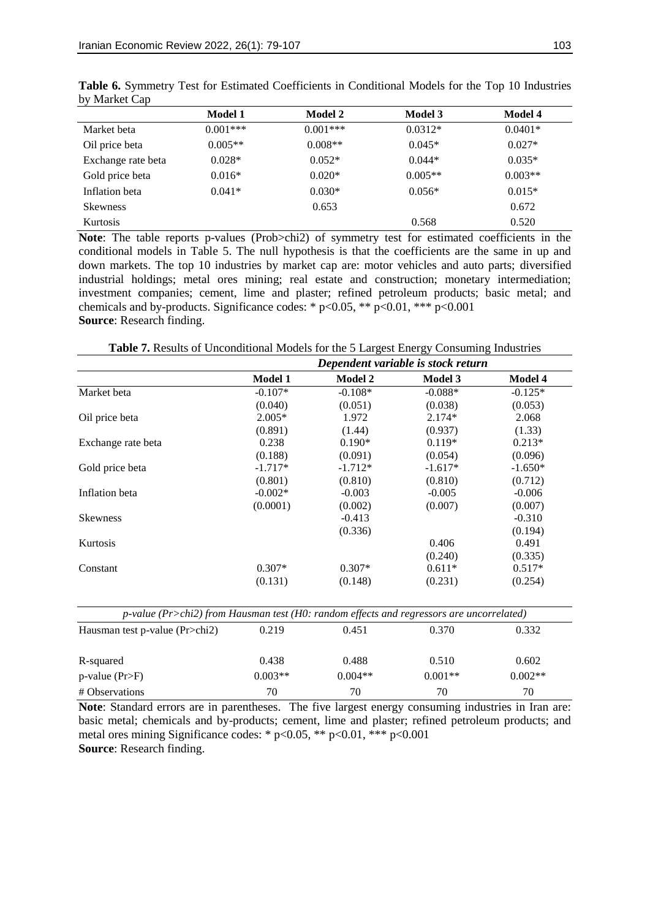**Table 6.** Symmetry Test for Estimated Coefficients in Conditional Models for the Top 10 Industries by Market Cap

| | Model 1 | Model 2 | Model 3 | Model 4 |
|---|---|---|---|---|
| Market beta | 0.001*** | 0.001*** | 0.0312* | 0.0401* |
| Oil price beta | 0.005** | 0.008** | 0.045* | 0.027* |
| Exchange rate beta | 0.028* | 0.052* | 0.044* | 0.035* |
| Gold price beta | 0.016* | 0.020* | 0.005** | 0.003** |
| Inflation beta | 0.041* | 0.030* | 0.056* | 0.015* |
| Skewness | | 0.653 | | 0.672 |
| Kurtosis | | | 0.568 | 0.520 |

**Note**: The table reports p-values (Prob>chi2) of symmetry test for estimated coefficients in the conditional models in Table 5. The null hypothesis is that the coefficients are the same in up and down markets. The top 10 industries by market cap are: motor vehicles and auto parts; diversified industrial holdings; metal ores mining; real estate and construction; monetary intermediation; investment companies; cement, lime and plaster; refined petroleum products; basic metal; and chemicals and by-products. Significance codes: * $p<0.05$, ** $p<0.01$, *** $p<0.001$
**Source**: Research finding.

**Table 7.** Results of Unconditional Models for the 5 Largest Energy Consuming Industries

| | *Dependent variable is stock return* | | | |
|---|---|---|---|---|
| | **Model 1** | **Model 2** | **Model 3** | **Model 4** |
| Market beta | -0.107* | -0.108* | -0.088* | -0.125* |
| | (0.040) | (0.051) | (0.038) | (0.053) |
| Oil price beta | 2.005* | 1.972 | 2.174* | 2.068 |
| | (0.891) | (1.44) | (0.937) | (1.33) |
| Exchange rate beta | 0.238 | 0.190* | 0.119* | 0.213* |
| | (0.188) | (0.091) | (0.054) | (0.096) |
| Gold price beta | -1.717* | -1.712* | -1.617* | -1.650* |
| | (0.801) | (0.810) | (0.810) | (0.712) |
| Inflation beta | -0.002* | -0.003 | -0.005 | -0.006 |
| | (0.0001) | (0.002) | (0.007) | (0.007) |
| Skewness | | -0.413 | | -0.310 |
| | | (0.336) | | (0.194) |
| Kurtosis | | | 0.406 | 0.491 |
| | | | (0.240) | (0.335) |
| Constant | 0.307* | 0.307* | 0.611* | 0.517* |
| | (0.131) | (0.148) | (0.231) | (0.254) |
| *p-value (Pr>chi2) from Hausman test (H0: random effects and regressors are uncorrelated)* | | | | |
| Hausman test p-value (Pr>chi2) | 0.219 | 0.451 | 0.370 | 0.332 |
| R-squared | 0.438 | 0.488 | 0.510 | 0.602 |
| p-value (Pr>F) | 0.003** | 0.004** | 0.001** | 0.002** |
| # Observations | 70 | 70 | 70 | 70 |

**Note**: Standard errors are in parentheses. The five largest energy consuming industries in Iran are: basic metal; chemicals and by-products; cement, lime and plaster; refined petroleum products; and metal ores mining Significance codes: * $p<0.05$, ** $p<0.01$, *** $p<0.001$
**Source**: Research finding.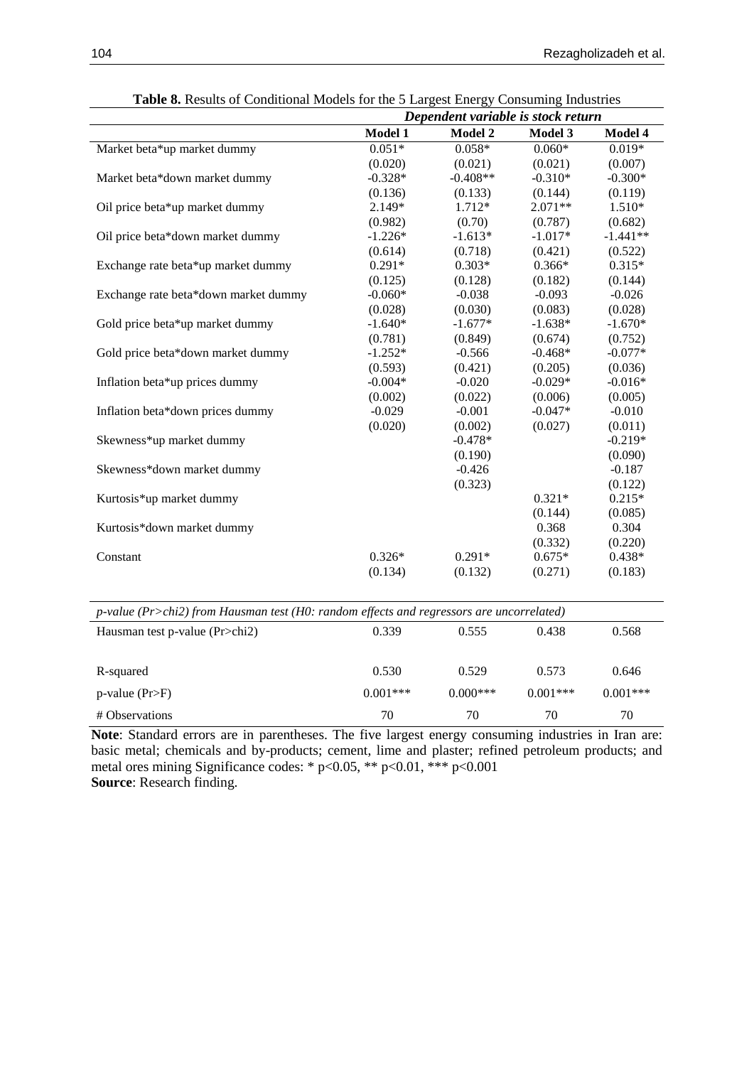**Table 8.** Results of Conditional Models for the 5 Largest Energy Consuming Industries

| | *Dependent variable is stock return* | | | |
|---|---|---|---|---|
| | **Model 1** | **Model 2** | **Model 3** | **Model 4** |
| Market beta*up market dummy | 0.051* | 0.058* | 0.060* | 0.019* |
| | (0.020) | (0.021) | (0.021) | (0.007) |
| Market beta*down market dummy | -0.328* | -0.408** | -0.310* | -0.300* |
| | (0.136) | (0.133) | (0.144) | (0.119) |
| Oil price beta*up market dummy | 2.149* | 1.712* | 2.071** | 1.510* |
| | (0.982) | (0.70) | (0.787) | (0.682) |
| Oil price beta*down market dummy | -1.226* | -1.613* | -1.017* | -1.441** |
| | (0.614) | (0.718) | (0.421) | (0.522) |
| Exchange rate beta*up market dummy | 0.291* | 0.303* | 0.366* | 0.315* |
| | (0.125) | (0.128) | (0.182) | (0.144) |
| Exchange rate beta*down market dummy | -0.060* | -0.038 | -0.093 | -0.026 |
| | (0.028) | (0.030) | (0.083) | (0.028) |
| Gold price beta*up market dummy | -1.640* | -1.677* | -1.638* | -1.670* |
| | (0.781) | (0.849) | (0.674) | (0.752) |
| Gold price beta*down market dummy | -1.252* | -0.566 | -0.468* | -0.077* |
| | (0.593) | (0.421) | (0.205) | (0.036) |
| Inflation beta*up prices dummy | -0.004* | -0.020 | -0.029* | -0.016* |
| | (0.002) | (0.022) | (0.006) | (0.005) |
| Inflation beta*down prices dummy | -0.029 | -0.001 | -0.047* | -0.010 |
| | (0.020) | (0.002) | (0.027) | (0.011) |
| Skewness*up market dummy | | -0.478* | | -0.219* |
| | | (0.190) | | (0.090) |
| Skewness*down market dummy | | -0.426 | | -0.187 |
| | | (0.323) | | (0.122) |
| Kurtosis*up market dummy | | | 0.321* | 0.215* |
| | | | (0.144) | (0.085) |
| Kurtosis*down market dummy | | | 0.368 | 0.304 |
| | | | (0.332) | (0.220) |
| Constant | 0.326* | 0.291* | 0.675* | 0.438* |
| | (0.134) | (0.132) | (0.271) | (0.183) |
| *p-value (Pr>chi2) from Hausman test (H0: random effects and regressors are uncorrelated)* | | | | |
| Hausman test p-value (Pr>chi2) | 0.339 | 0.555 | 0.438 | 0.568 |
| R-squared | 0.530 | 0.529 | 0.573 | 0.646 |
| p-value (Pr>F) | 0.001*** | 0.000*** | 0.001*** | 0.001*** |
| # Observations | 70 | 70 | 70 | 70 |

**Note**: Standard errors are in parentheses. The five largest energy consuming industries in Iran are: basic metal; chemicals and by-products; cement, lime and plaster; refined petroleum products; and metal ores mining Significance codes: * $p<0.05$, ** $p<0.01$, *** $p<0.001$

**Source**: Research finding.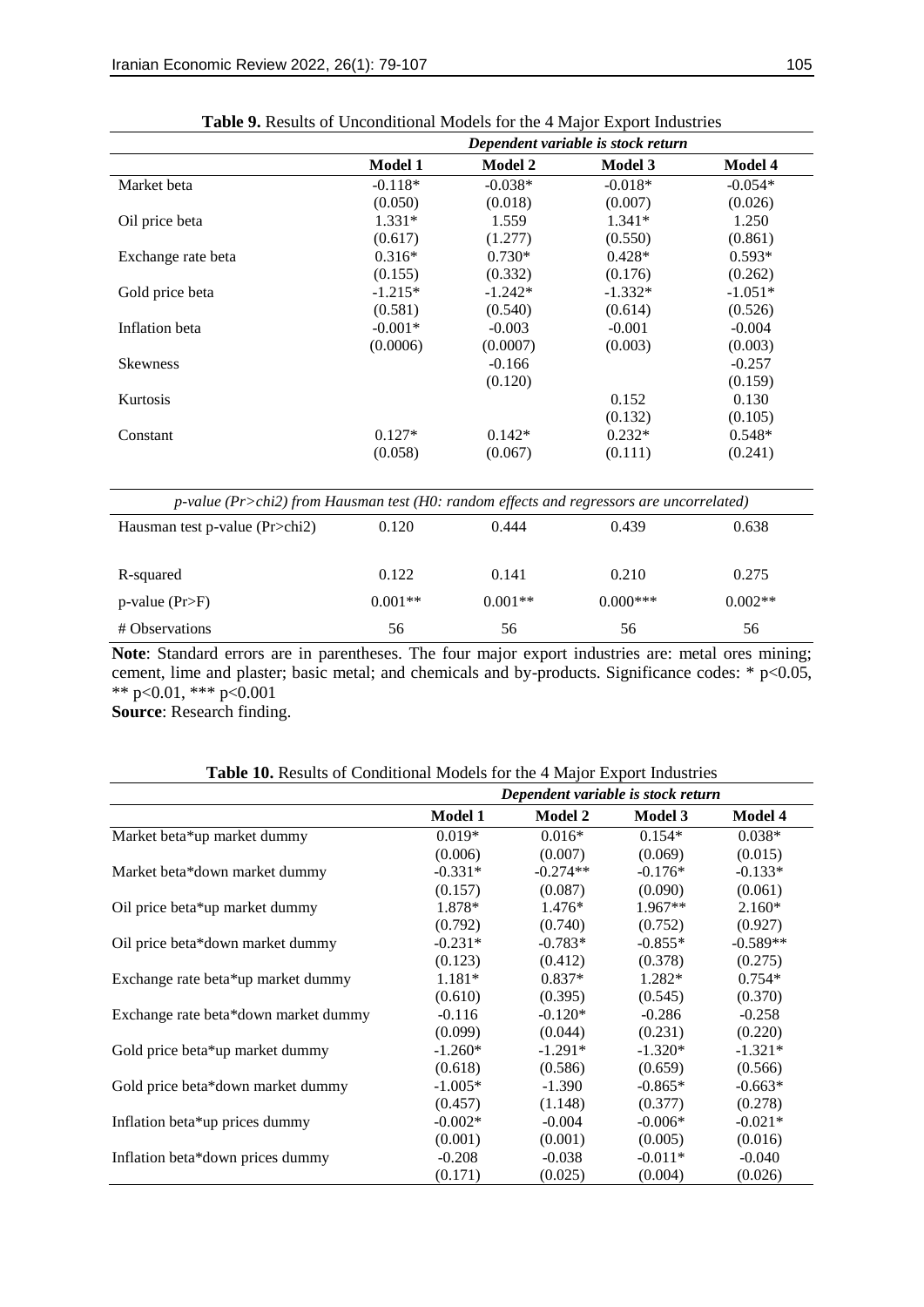**Table 9.** Results of Unconditional Models for the 4 Major Export Industries

| | *Dependent variable is stock return* | | | |
|---|---|---|---|---|
| | **Model 1** | **Model 2** | **Model 3** | **Model 4** |
| Market beta | -0.118* | -0.038* | -0.018* | -0.054* |
| | (0.050) | (0.018) | (0.007) | (0.026) |
| Oil price beta | 1.331* | 1.559 | 1.341* | 1.250 |
| | (0.617) | (1.277) | (0.550) | (0.861) |
| Exchange rate beta | 0.316* | 0.730* | 0.428* | 0.593* |
| | (0.155) | (0.332) | (0.176) | (0.262) |
| Gold price beta | -1.215* | -1.242* | -1.332* | -1.051* |
| | (0.581) | (0.540) | (0.614) | (0.526) |
| Inflation beta | -0.001* | -0.003 | -0.001 | -0.004 |
| | (0.0006) | (0.0007) | (0.003) | (0.003) |
| Skewness | | -0.166 | | -0.257 |
| | | (0.120) | | (0.159) |
| Kurtosis | | | 0.152 | 0.130 |
| | | | (0.132) | (0.105) |
| Constant | 0.127* | 0.142* | 0.232* | 0.548* |
| | (0.058) | (0.067) | (0.111) | (0.241) |
| *p-value (Pr>chi2) from Hausman test (H0: random effects and regressors are uncorrelated)* | | | | |
| Hausman test p-value (Pr>chi2) | 0.120 | 0.444 | 0.439 | 0.638 |
| R-squared | 0.122 | 0.141 | 0.210 | 0.275 |
| p-value (Pr>F) | 0.001** | 0.001** | 0.000*** | 0.002** |
| # Observations | 56 | 56 | 56 | 56 |

**Note**: Standard errors are in parentheses. The four major export industries are: metal ores mining; cement, lime and plaster; basic metal; and chemicals and by-products. Significance codes: * $p<0.05$, ** $p<0.01$, *** $p<0.001$

**Source**: Research finding.

**Table 10.** Results of Conditional Models for the 4 Major Export Industries

| | *Dependent variable is stock return* | | | |
|---|---|---|---|---|
| | **Model 1** | **Model 2** | **Model 3** | **Model 4** |
| Market beta*up market dummy | 0.019* | 0.016* | 0.154* | 0.038* |
| | (0.006) | (0.007) | (0.069) | (0.015) |
| Market beta*down market dummy | -0.331* | -0.274** | -0.176* | -0.133* |
| | (0.157) | (0.087) | (0.090) | (0.061) |
| Oil price beta*up market dummy | 1.878* | 1.476* | 1.967** | 2.160* |
| | (0.792) | (0.740) | (0.752) | (0.927) |
| Oil price beta*down market dummy | -0.231* | -0.783* | -0.855* | -0.589** |
| | (0.123) | (0.412) | (0.378) | (0.275) |
| Exchange rate beta*up market dummy | 1.181* | 0.837* | 1.282* | 0.754* |
| | (0.610) | (0.395) | (0.545) | (0.370) |
| Exchange rate beta*down market dummy | -0.116 | -0.120* | -0.286 | -0.258 |
| | (0.099) | (0.044) | (0.231) | (0.220) |
| Gold price beta*up market dummy | -1.260* | -1.291* | -1.320* | -1.321* |
| | (0.618) | (0.586) | (0.659) | (0.566) |
| Gold price beta*down market dummy | -1.005* | -1.390 | -0.865* | -0.663* |
| | (0.457) | (1.148) | (0.377) | (0.278) |
| Inflation beta*up prices dummy | -0.002* | -0.004 | -0.006* | -0.021* |
| | (0.001) | (0.001) | (0.005) | (0.016) |
| Inflation beta*down prices dummy | -0.208 | -0.038 | -0.011* | -0.040 |
| | (0.171) | (0.025) | (0.004) | (0.026) |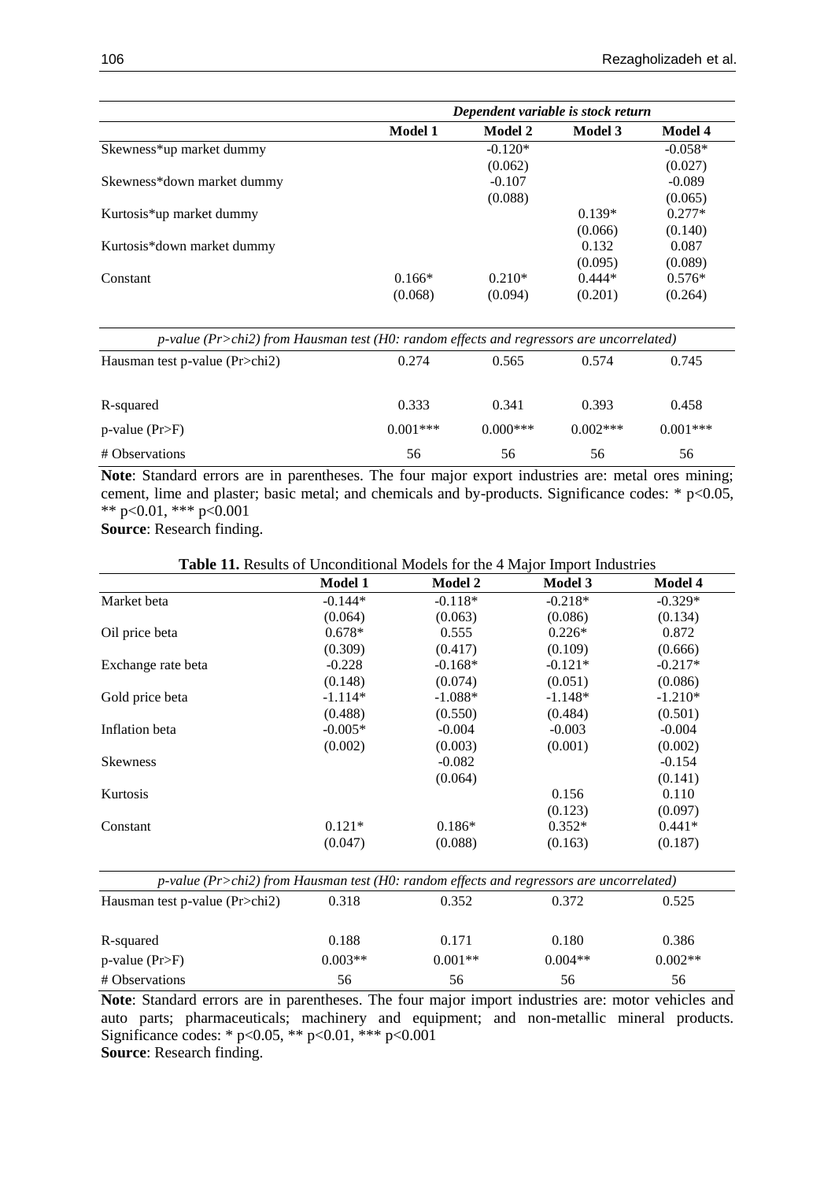| | Dependent variable is stock return | | | |
|---|---|---|---|---|
| | **Model 1** | **Model 2** | **Model 3** | **Model 4** |
| Skewness*up market dummy | | -0.120* | | -0.058* |
| | | (0.062) | | (0.027) |
| Skewness*down market dummy | | -0.107 | | -0.089 |
| | | (0.088) | | (0.065) |
| Kurtosis*up market dummy | | | 0.139* | 0.277* |
| | | | (0.066) | (0.140) |
| Kurtosis*down market dummy | | | 0.132 | 0.087 |
| | | | (0.095) | (0.089) |
| Constant | 0.166* | 0.210* | 0.444* | 0.576* |
| | (0.068) | (0.094) | (0.201) | (0.264) |
| *p-value (Pr>chi2) from Hausman test (H0: random effects and regressors are uncorrelated)* | | | | |
| Hausman test p-value (Pr>chi2) | 0.274 | 0.565 | 0.574 | 0.745 |
| R-squared | 0.333 | 0.341 | 0.393 | 0.458 |
| p-value (Pr>F) | 0.001*** | 0.000*** | 0.002*** | 0.001*** |
| # Observations | 56 | 56 | 56 | 56 |

**Note**: Standard errors are in parentheses. The four major export industries are: metal ores mining; cement, lime and plaster; basic metal; and chemicals and by-products. Significance codes: * $p<0.05$, ** $p<0.01$, *** $p<0.001$

**Source**: Research finding.

**Table 11.** Results of Unconditional Models for the 4 Major Import Industries

| | **Model 1** | **Model 2** | **Model 3** | **Model 4** |
|---|---|---|---|---|
| Market beta | -0.144* | -0.118* | -0.218* | -0.329* |
| | (0.064) | (0.063) | (0.086) | (0.134) |
| Oil price beta | 0.678* | 0.555 | 0.226* | 0.872 |
| | (0.309) | (0.417) | (0.109) | (0.666) |
| Exchange rate beta | -0.228 | -0.168* | -0.121* | -0.217* |
| | (0.148) | (0.074) | (0.051) | (0.086) |
| Gold price beta | -1.114* | -1.088* | -1.148* | -1.210* |
| | (0.488) | (0.550) | (0.484) | (0.501) |
| Inflation beta | -0.005* | -0.004 | -0.003 | -0.004 |
| | (0.002) | (0.003) | (0.001) | (0.002) |
| Skewness | | -0.082 | | -0.154 |
| | | (0.064) | | (0.141) |
| Kurtosis | | | 0.156 | 0.110 |
| | | | (0.123) | (0.097) |
| Constant | 0.121* | 0.186* | 0.352* | 0.441* |
| | (0.047) | (0.088) | (0.163) | (0.187) |
| *p-value (Pr>chi2) from Hausman test (H0: random effects and regressors are uncorrelated)* | | | | |
| Hausman test p-value (Pr>chi2) | 0.318 | 0.352 | 0.372 | 0.525 |
| R-squared | 0.188 | 0.171 | 0.180 | 0.386 |
| p-value (Pr>F) | 0.003** | 0.001** | 0.004** | 0.002** |
| # Observations | 56 | 56 | 56 | 56 |

**Note**: Standard errors are in parentheses. The four major import industries are: motor vehicles and auto parts; pharmaceuticals; machinery and equipment; and non-metallic mineral products. Significance codes: * $p<0.05$, ** $p<0.01$, *** $p<0.001$

**Source**: Research finding.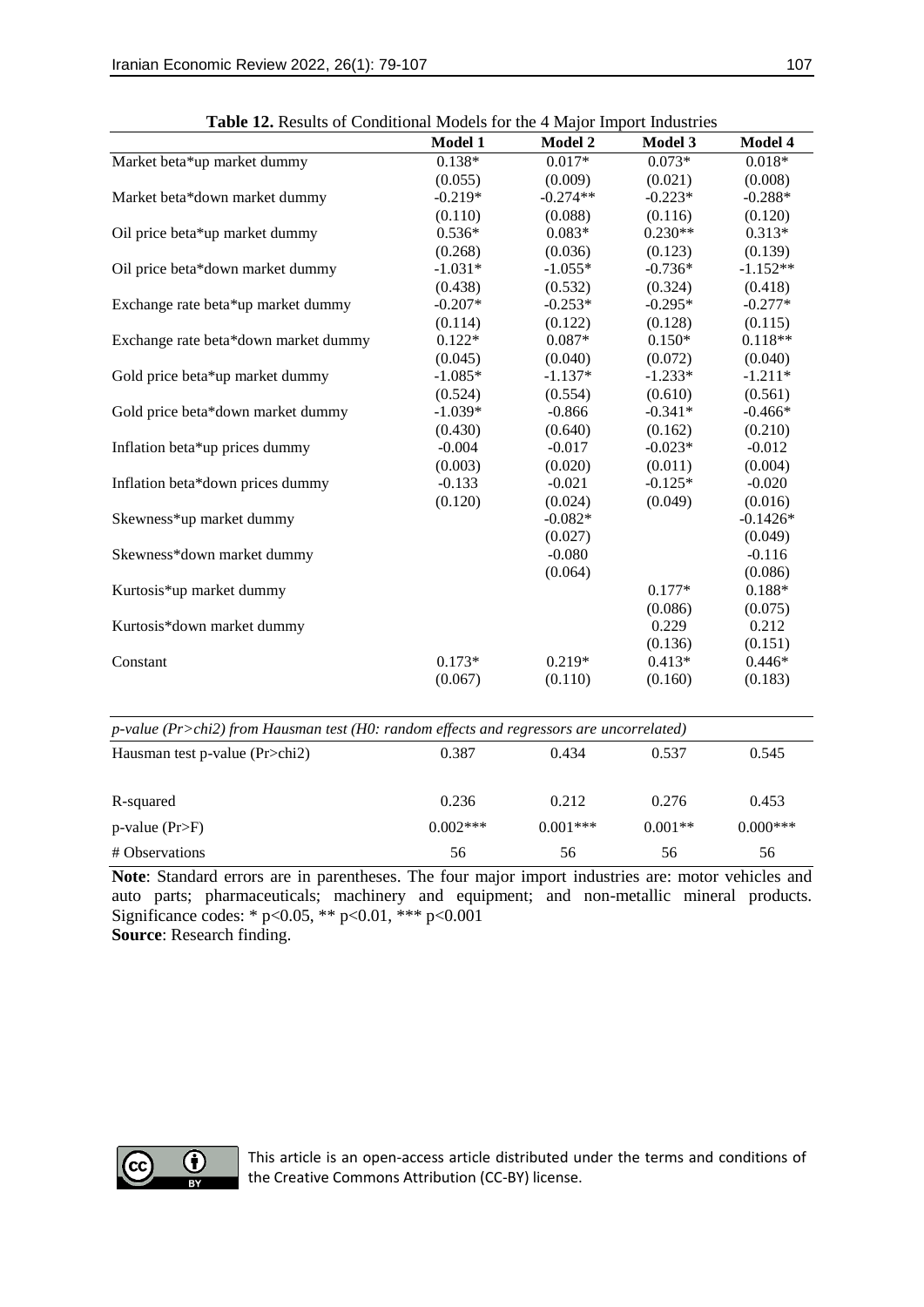**Table 12.** Results of Conditional Models for the 4 Major Import Industries

| | Model 1 | Model 2 | Model 3 | Model 4 |
|---|---|---|---|---|
| Market beta*up market dummy | 0.138* | 0.017* | 0.073* | 0.018* |
| | (0.055) | (0.009) | (0.021) | (0.008) |
| Market beta*down market dummy | -0.219* | -0.274** | -0.223* | -0.288* |
| | (0.110) | (0.088) | (0.116) | (0.120) |
| Oil price beta*up market dummy | 0.536* | 0.083* | 0.230** | 0.313* |
| | (0.268) | (0.036) | (0.123) | (0.139) |
| Oil price beta*down market dummy | -1.031* | -1.055* | -0.736* | -1.152** |
| | (0.438) | (0.532) | (0.324) | (0.418) |
| Exchange rate beta*up market dummy | -0.207* | -0.253* | -0.295* | -0.277* |
| | (0.114) | (0.122) | (0.128) | (0.115) |
| Exchange rate beta*down market dummy | 0.122* | 0.087* | 0.150* | 0.118** |
| | (0.045) | (0.040) | (0.072) | (0.040) |
| Gold price beta*up market dummy | -1.085* | -1.137* | -1.233* | -1.211* |
| | (0.524) | (0.554) | (0.610) | (0.561) |
| Gold price beta*down market dummy | -1.039* | -0.866 | -0.341* | -0.466* |
| | (0.430) | (0.640) | (0.162) | (0.210) |
| Inflation beta*up prices dummy | -0.004 | -0.017 | -0.023* | -0.012 |
| | (0.003) | (0.020) | (0.011) | (0.004) |
| Inflation beta*down prices dummy | -0.133 | -0.021 | -0.125* | -0.020 |
| | (0.120) | (0.024) | (0.049) | (0.016) |
| Skewness*up market dummy | | -0.082* | | -0.1426* |
| | | (0.027) | | (0.049) |
| Skewness*down market dummy | | -0.080 | | -0.116 |
| | | (0.064) | | (0.086) |
| Kurtosis*up market dummy | | | 0.177* | 0.188* |
| | | | (0.086) | (0.075) |
| Kurtosis*down market dummy | | | 0.229 | 0.212 |
| | | | (0.136) | (0.151) |
| Constant | 0.173* | 0.219* | 0.413* | 0.446* |
| | (0.067) | (0.110) | (0.160) | (0.183) |
| *p-value (Pr>chi2) from Hausman test (H0: random effects and regressors are uncorrelated)* | | | | |
| Hausman test p-value (Pr>chi2) | 0.387 | 0.434 | 0.537 | 0.545 |
| R-squared | 0.236 | 0.212 | 0.276 | 0.453 |
| p-value (Pr>F) | 0.002*** | 0.001*** | 0.001** | 0.000*** |
| # Observations | 56 | 56 | 56 | 56 |

**Note**: Standard errors are in parentheses. The four major import industries are: motor vehicles and auto parts; pharmaceuticals; machinery and equipment; and non-metallic mineral products. Significance codes: * $p<0.05$, ** $p<0.01$, *** $p<0.001$

**Source**: Research finding.

This article is an open-access article distributed under the terms and conditions of the Creative Commons Attribution (CC-BY) license.